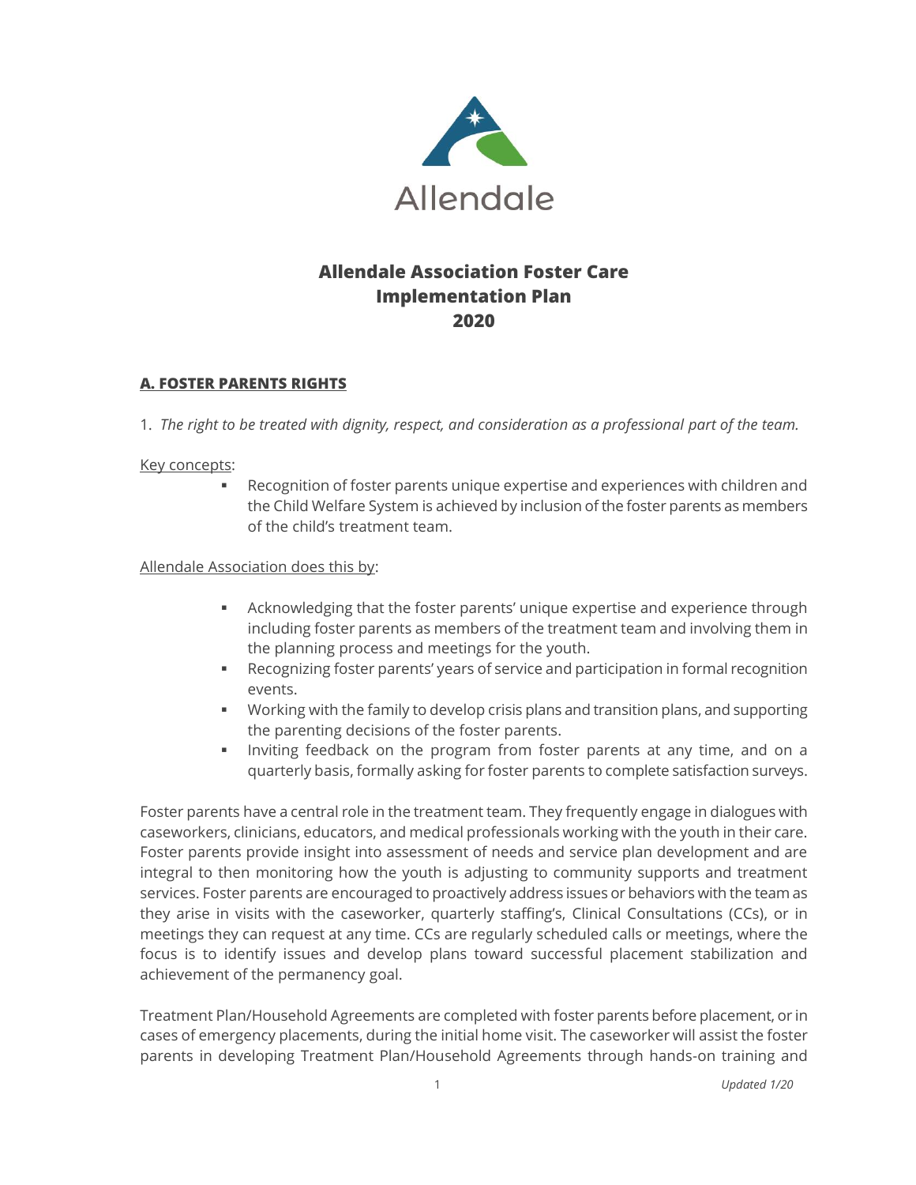Allendale

# Allendale Association Foster Care Implementation Plan 2020

## A. FOSTER PARENTS RIGHTS

1. *The right to be treated with dignity, respect, and consideration as a professional part of the team.*

Key concepts:

- Recognition of foster parents unique expertise and experiences with children and the Child Welfare System is achieved by inclusion of the foster parents as members of the child's treatment team.

Allendale Association does this by:

- Acknowledging that the foster parents' unique expertise and experience through including foster parents as members of the treatment team and involving them in the planning process and meetings for the youth.
- Recognizing foster parents' years of service and participation in formal recognition events.
- Working with the family to develop crisis plans and transition plans, and supporting the parenting decisions of the foster parents.
- Inviting feedback on the program from foster parents at any time, and on a quarterly basis, formally asking for foster parents to complete satisfaction surveys.

Foster parents have a central role in the treatment team. They frequently engage in dialogues with caseworkers, clinicians, educators, and medical professionals working with the youth in their care. Foster parents provide insight into assessment of needs and service plan development and are integral to then monitoring how the youth is adjusting to community supports and treatment services. Foster parents are encouraged to proactively address issues or behaviors with the team as they arise in visits with the caseworker, quarterly staffing's, Clinical Consultations (CCs), or in meetings they can request at any time. CCs are regularly scheduled calls or meetings, where the focus is to identify issues and develop plans toward successful placement stabilization and achievement of the permanency goal.

Treatment Plan/Household Agreements are completed with foster parents before placement, or in cases of emergency placements, during the initial home visit. The caseworker will assist the foster parents in developing Treatment Plan/Household Agreements through hands-on training and

*Updated 1/20*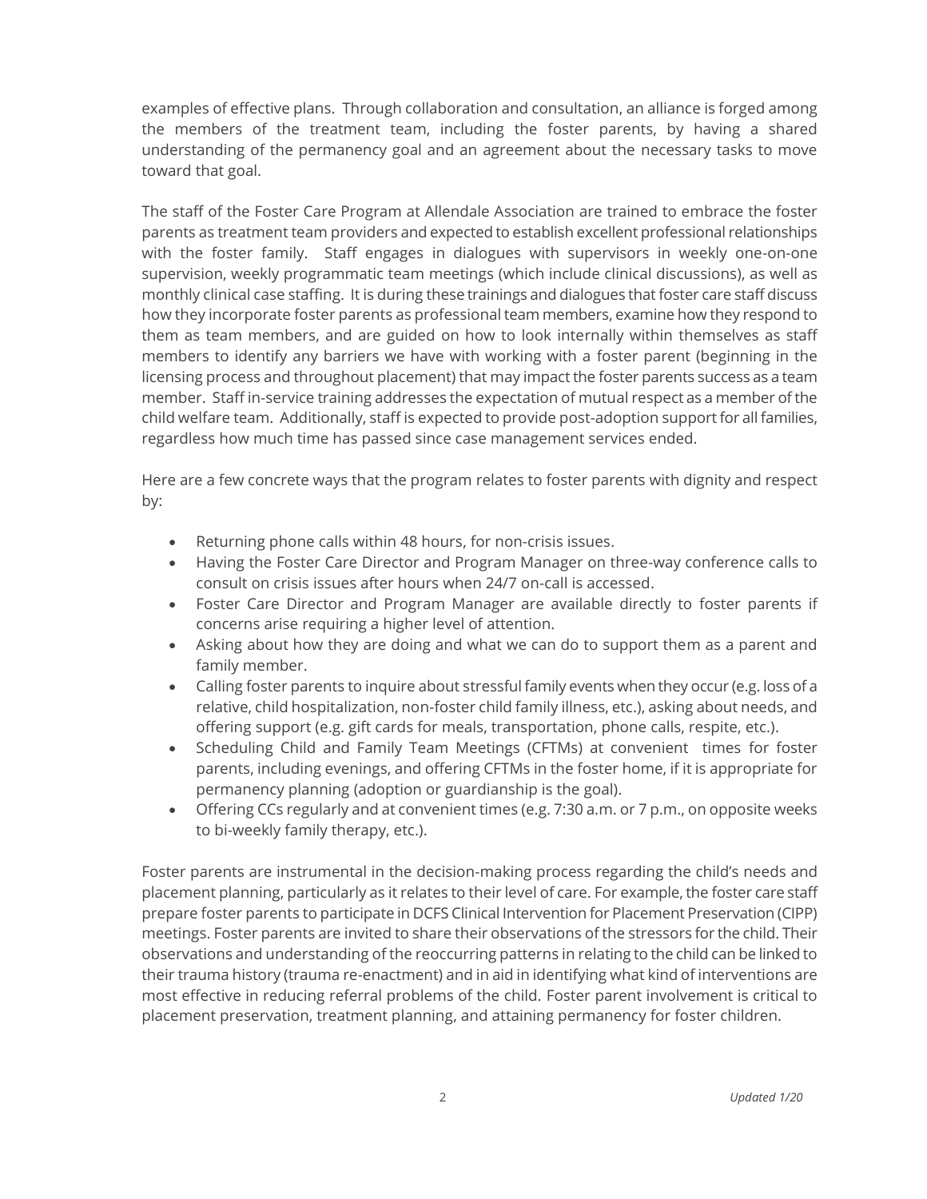examples of effective plans. Through collaboration and consultation, an alliance is forged among the members of the treatment team, including the foster parents, by having a shared understanding of the permanency goal and an agreement about the necessary tasks to move toward that goal.

The staff of the Foster Care Program at Allendale Association are trained to embrace the foster parents as treatment team providers and expected to establish excellent professional relationships with the foster family. Staff engages in dialogues with supervisors in weekly one-on-one supervision, weekly programmatic team meetings (which include clinical discussions), as well as monthly clinical case staffing. It is during these trainings and dialogues that foster care staff discuss how they incorporate foster parents as professional team members, examine how they respond to them as team members, and are guided on how to look internally within themselves as staff members to identify any barriers we have with working with a foster parent (beginning in the licensing process and throughout placement) that may impact the foster parents success as a team member. Staff in-service training addresses the expectation of mutual respect as a member of the child welfare team. Additionally, staff is expected to provide post-adoption support for all families, regardless how much time has passed since case management services ended.

Here are a few concrete ways that the program relates to foster parents with dignity and respect by:

- Returning phone calls within 48 hours, for non-crisis issues.
- Having the Foster Care Director and Program Manager on three-way conference calls to consult on crisis issues after hours when 24/7 on-call is accessed.
- Foster Care Director and Program Manager are available directly to foster parents if concerns arise requiring a higher level of attention.
- Asking about how they are doing and what we can do to support them as a parent and family member.
- Calling foster parents to inquire about stressful family events when they occur (e.g. loss of a relative, child hospitalization, non-foster child family illness, etc.), asking about needs, and offering support (e.g. gift cards for meals, transportation, phone calls, respite, etc.).
- Scheduling Child and Family Team Meetings (CFTMs) at convenient times for foster parents, including evenings, and offering CFTMs in the foster home, if it is appropriate for permanency planning (adoption or guardianship is the goal).
- Offering CCs regularly and at convenient times (e.g. 7:30 a.m. or 7 p.m., on opposite weeks to bi-weekly family therapy, etc.).

Foster parents are instrumental in the decision-making process regarding the child's needs and placement planning, particularly as it relates to their level of care. For example, the foster care staff prepare foster parents to participate in DCFS Clinical Intervention for Placement Preservation (CIPP) meetings. Foster parents are invited to share their observations of the stressors for the child. Their observations and understanding of the reoccurring patterns in relating to the child can be linked to their trauma history (trauma re-enactment) and in aid in identifying what kind of interventions are most effective in reducing referral problems of the child. Foster parent involvement is critical to placement preservation, treatment planning, and attaining permanency for foster children.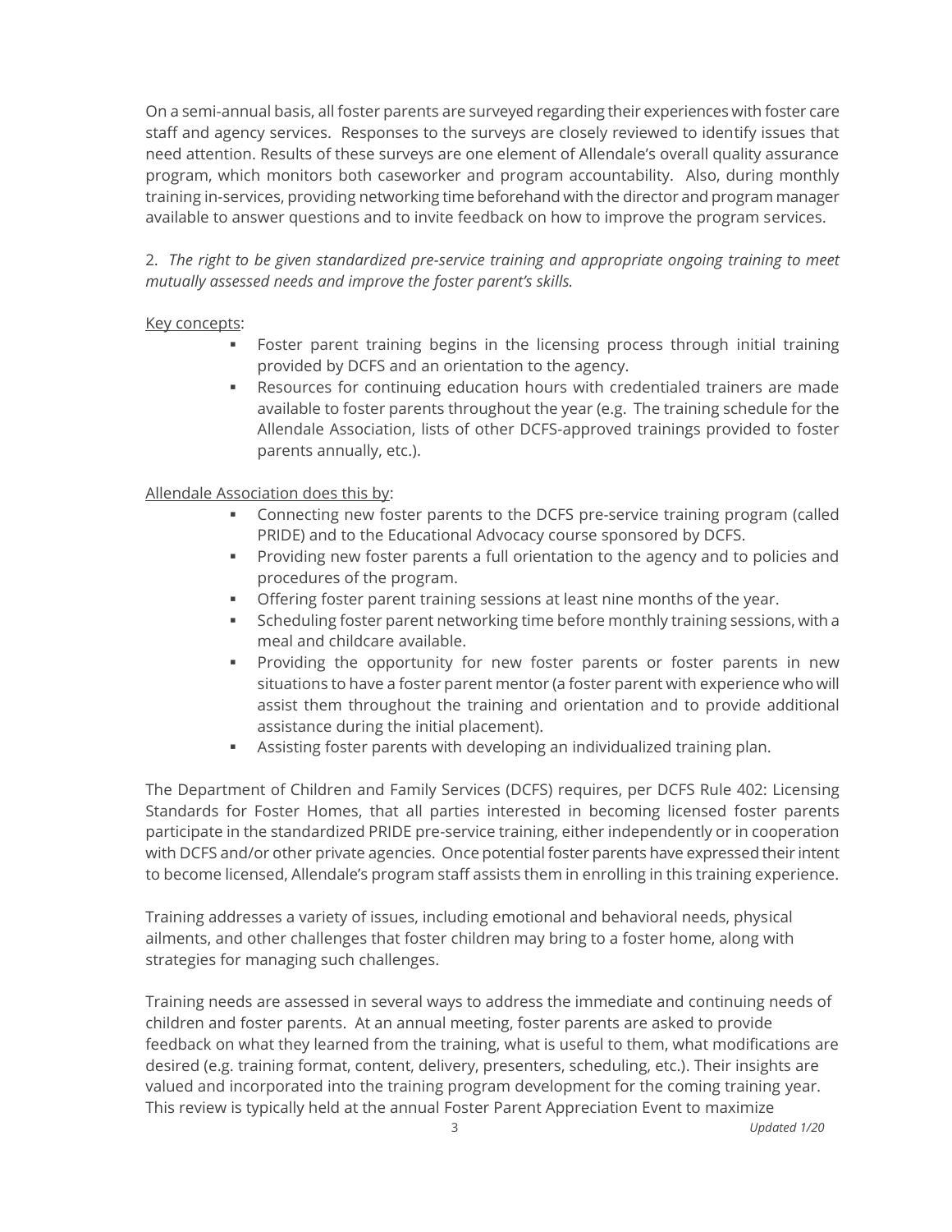On a semi-annual basis, all foster parents are surveyed regarding their experiences with foster care staff and agency services. Responses to the surveys are closely reviewed to identify issues that need attention. Results of these surveys are one element of Allendale's overall quality assurance program, which monitors both caseworker and program accountability. Also, during monthly training in-services, providing networking time beforehand with the director and program manager available to answer questions and to invite feedback on how to improve the program services.

2. *The right to be given standardized pre-service training and appropriate ongoing training to meet mutually assessed needs and improve the foster parent's skills.*

Key concepts:

- Foster parent training begins in the licensing process through initial training provided by DCFS and an orientation to the agency.
- Resources for continuing education hours with credentialed trainers are made available to foster parents throughout the year (e.g. The training schedule for the Allendale Association, lists of other DCFS-approved trainings provided to foster parents annually, etc.).

Allendale Association does this by:

- Connecting new foster parents to the DCFS pre-service training program (called PRIDE) and to the Educational Advocacy course sponsored by DCFS.
- Providing new foster parents a full orientation to the agency and to policies and procedures of the program.
- Offering foster parent training sessions at least nine months of the year.
- Scheduling foster parent networking time before monthly training sessions, with a meal and childcare available.
- Providing the opportunity for new foster parents or foster parents in new situations to have a foster parent mentor (a foster parent with experience who will assist them throughout the training and orientation and to provide additional assistance during the initial placement).
- Assisting foster parents with developing an individualized training plan.

The Department of Children and Family Services (DCFS) requires, per DCFS Rule 402: Licensing Standards for Foster Homes, that all parties interested in becoming licensed foster parents participate in the standardized PRIDE pre-service training, either independently or in cooperation with DCFS and/or other private agencies. Once potential foster parents have expressed their intent to become licensed, Allendale's program staff assists them in enrolling in this training experience.

Training addresses a variety of issues, including emotional and behavioral needs, physical ailments, and other challenges that foster children may bring to a foster home, along with strategies for managing such challenges.

Training needs are assessed in several ways to address the immediate and continuing needs of children and foster parents. At an annual meeting, foster parents are asked to provide feedback on what they learned from the training, what is useful to them, what modifications are desired (e.g. training format, content, delivery, presenters, scheduling, etc.). Their insights are valued and incorporated into the training program development for the coming training year. This review is typically held at the annual Foster Parent Appreciation Event to maximize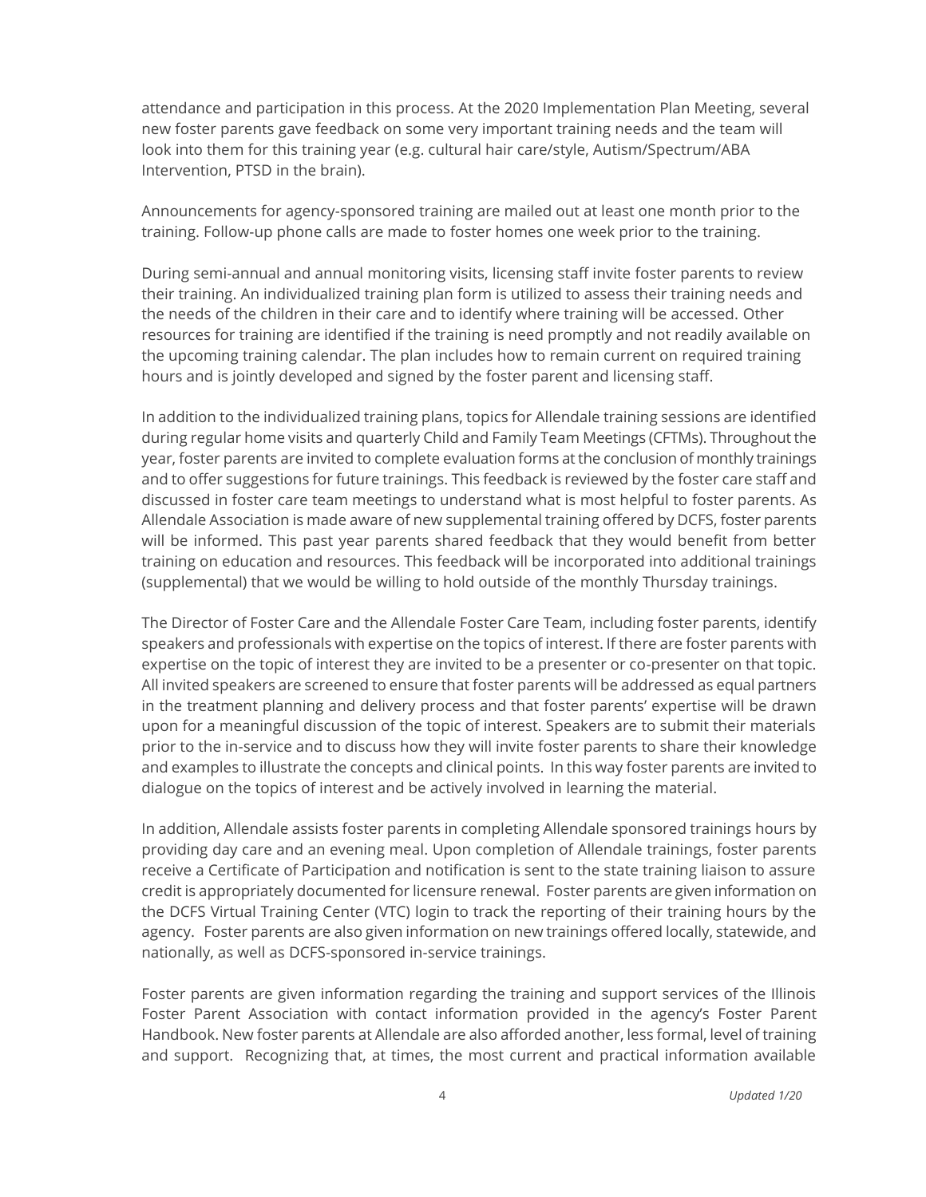attendance and participation in this process. At the 2020 Implementation Plan Meeting, several new foster parents gave feedback on some very important training needs and the team will look into them for this training year (e.g. cultural hair care/style, Autism/Spectrum/ABA Intervention, PTSD in the brain).

Announcements for agency-sponsored training are mailed out at least one month prior to the training. Follow-up phone calls are made to foster homes one week prior to the training.

During semi-annual and annual monitoring visits, licensing staff invite foster parents to review their training. An individualized training plan form is utilized to assess their training needs and the needs of the children in their care and to identify where training will be accessed. Other resources for training are identified if the training is need promptly and not readily available on the upcoming training calendar. The plan includes how to remain current on required training hours and is jointly developed and signed by the foster parent and licensing staff.

In addition to the individualized training plans, topics for Allendale training sessions are identified during regular home visits and quarterly Child and Family Team Meetings (CFTMs). Throughout the year, foster parents are invited to complete evaluation forms at the conclusion of monthly trainings and to offer suggestions for future trainings. This feedback is reviewed by the foster care staff and discussed in foster care team meetings to understand what is most helpful to foster parents. As Allendale Association is made aware of new supplemental training offered by DCFS, foster parents will be informed. This past year parents shared feedback that they would benefit from better training on education and resources. This feedback will be incorporated into additional trainings (supplemental) that we would be willing to hold outside of the monthly Thursday trainings.

The Director of Foster Care and the Allendale Foster Care Team, including foster parents, identify speakers and professionals with expertise on the topics of interest. If there are foster parents with expertise on the topic of interest they are invited to be a presenter or co-presenter on that topic. All invited speakers are screened to ensure that foster parents will be addressed as equal partners in the treatment planning and delivery process and that foster parents' expertise will be drawn upon for a meaningful discussion of the topic of interest. Speakers are to submit their materials prior to the in-service and to discuss how they will invite foster parents to share their knowledge and examples to illustrate the concepts and clinical points. In this way foster parents are invited to dialogue on the topics of interest and be actively involved in learning the material.

In addition, Allendale assists foster parents in completing Allendale sponsored trainings hours by providing day care and an evening meal. Upon completion of Allendale trainings, foster parents receive a Certificate of Participation and notification is sent to the state training liaison to assure credit is appropriately documented for licensure renewal. Foster parents are given information on the DCFS Virtual Training Center (VTC) login to track the reporting of their training hours by the agency. Foster parents are also given information on new trainings offered locally, statewide, and nationally, as well as DCFS-sponsored in-service trainings.

Foster parents are given information regarding the training and support services of the Illinois Foster Parent Association with contact information provided in the agency's Foster Parent Handbook. New foster parents at Allendale are also afforded another, less formal, level of training and support. Recognizing that, at times, the most current and practical information available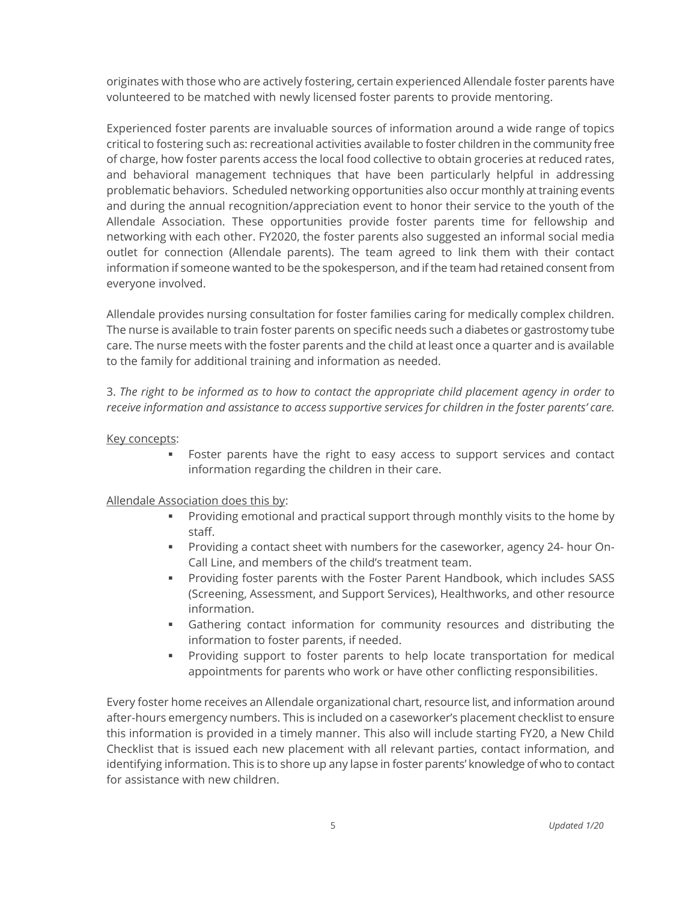originates with those who are actively fostering, certain experienced Allendale foster parents have volunteered to be matched with newly licensed foster parents to provide mentoring.

Experienced foster parents are invaluable sources of information around a wide range of topics critical to fostering such as: recreational activities available to foster children in the community free of charge, how foster parents access the local food collective to obtain groceries at reduced rates, and behavioral management techniques that have been particularly helpful in addressing problematic behaviors. Scheduled networking opportunities also occur monthly at training events and during the annual recognition/appreciation event to honor their service to the youth of the Allendale Association. These opportunities provide foster parents time for fellowship and networking with each other. FY2020, the foster parents also suggested an informal social media outlet for connection (Allendale parents). The team agreed to link them with their contact information if someone wanted to be the spokesperson, and if the team had retained consent from everyone involved.

Allendale provides nursing consultation for foster families caring for medically complex children. The nurse is available to train foster parents on specific needs such a diabetes or gastrostomy tube care. The nurse meets with the foster parents and the child at least once a quarter and is available to the family for additional training and information as needed.

3. *The right to be informed as to how to contact the appropriate child placement agency in order to receive information and assistance to access supportive services for children in the foster parents' care.*

Key concepts:

- Foster parents have the right to easy access to support services and contact information regarding the children in their care.

Allendale Association does this by:

- Providing emotional and practical support through monthly visits to the home by staff.
- Providing a contact sheet with numbers for the caseworker, agency 24- hour On-Call Line, and members of the child's treatment team.
- Providing foster parents with the Foster Parent Handbook, which includes SASS (Screening, Assessment, and Support Services), Healthworks, and other resource information.
- Gathering contact information for community resources and distributing the information to foster parents, if needed.
- Providing support to foster parents to help locate transportation for medical appointments for parents who work or have other conflicting responsibilities.

Every foster home receives an Allendale organizational chart, resource list, and information around after-hours emergency numbers. This is included on a caseworker's placement checklist to ensure this information is provided in a timely manner. This also will include starting FY20, a New Child Checklist that is issued each new placement with all relevant parties, contact information, and identifying information. This is to shore up any lapse in foster parents' knowledge of who to contact for assistance with new children.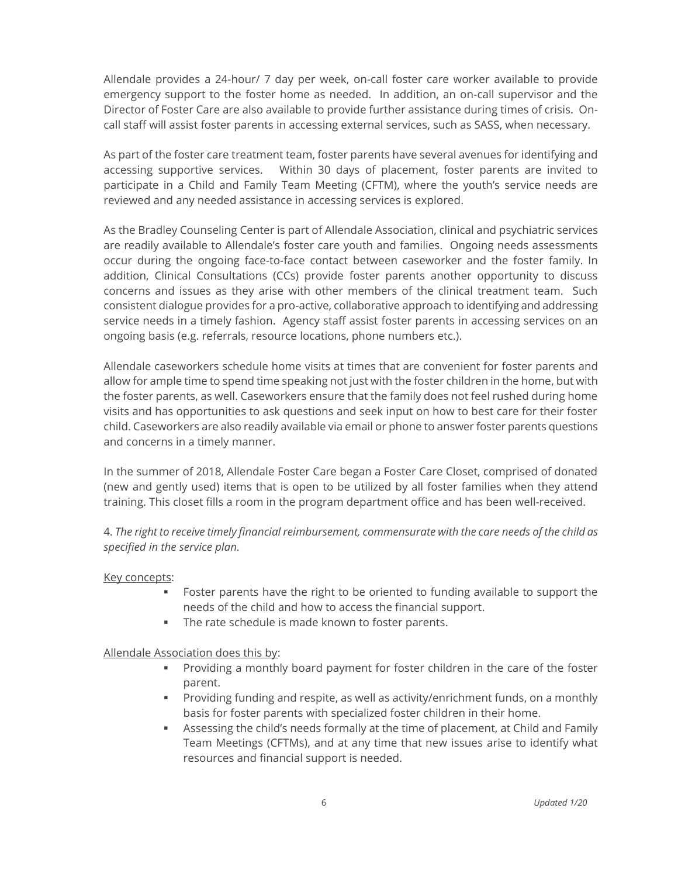Allendale provides a 24-hour/ 7 day per week, on-call foster care worker available to provide emergency support to the foster home as needed. In addition, an on-call supervisor and the Director of Foster Care are also available to provide further assistance during times of crisis. On-call staff will assist foster parents in accessing external services, such as SASS, when necessary.

As part of the foster care treatment team, foster parents have several avenues for identifying and accessing supportive services. Within 30 days of placement, foster parents are invited to participate in a Child and Family Team Meeting (CFTM), where the youth's service needs are reviewed and any needed assistance in accessing services is explored.

As the Bradley Counseling Center is part of Allendale Association, clinical and psychiatric services are readily available to Allendale's foster care youth and families. Ongoing needs assessments occur during the ongoing face-to-face contact between caseworker and the foster family. In addition, Clinical Consultations (CCs) provide foster parents another opportunity to discuss concerns and issues as they arise with other members of the clinical treatment team. Such consistent dialogue provides for a pro-active, collaborative approach to identifying and addressing service needs in a timely fashion. Agency staff assist foster parents in accessing services on an ongoing basis (e.g. referrals, resource locations, phone numbers etc.).

Allendale caseworkers schedule home visits at times that are convenient for foster parents and allow for ample time to spend time speaking not just with the foster children in the home, but with the foster parents, as well. Caseworkers ensure that the family does not feel rushed during home visits and has opportunities to ask questions and seek input on how to best care for their foster child. Caseworkers are also readily available via email or phone to answer foster parents questions and concerns in a timely manner.

In the summer of 2018, Allendale Foster Care began a Foster Care Closet, comprised of donated (new and gently used) items that is open to be utilized by all foster families when they attend training. This closet fills a room in the program department office and has been well-received.

4. *The right to receive timely financial reimbursement, commensurate with the care needs of the child as specified in the service plan.*

<u>Key concepts</u>:

- Foster parents have the right to be oriented to funding available to support the needs of the child and how to access the financial support.
- The rate schedule is made known to foster parents.

<u>Allendale Association does this by</u>:

- Providing a monthly board payment for foster children in the care of the foster parent.
- Providing funding and respite, as well as activity/enrichment funds, on a monthly basis for foster parents with specialized foster children in their home.
- Assessing the child's needs formally at the time of placement, at Child and Family Team Meetings (CFTMs), and at any time that new issues arise to identify what resources and financial support is needed.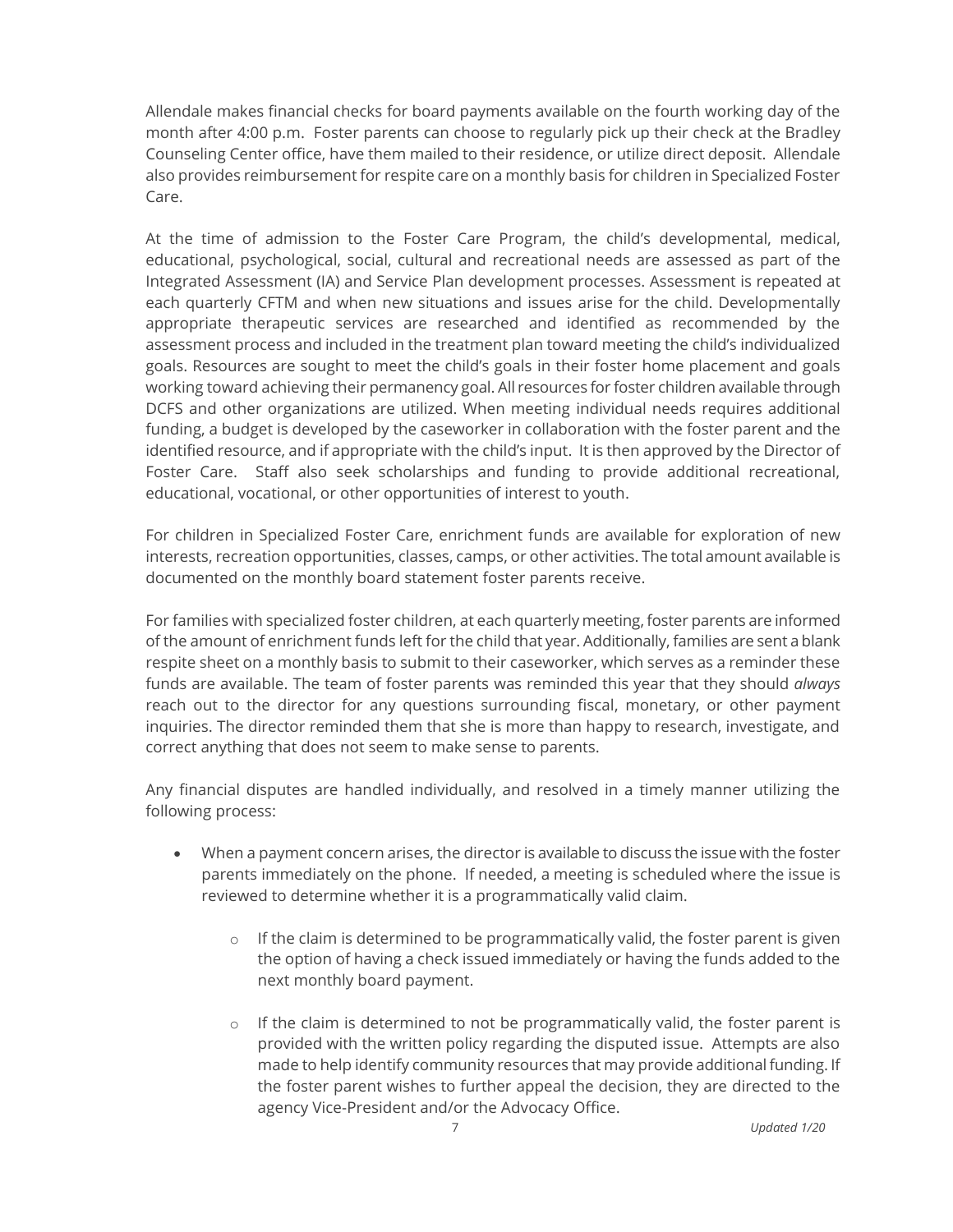Allendale makes financial checks for board payments available on the fourth working day of the month after 4:00 p.m. Foster parents can choose to regularly pick up their check at the Bradley Counseling Center office, have them mailed to their residence, or utilize direct deposit. Allendale also provides reimbursement for respite care on a monthly basis for children in Specialized Foster Care.

At the time of admission to the Foster Care Program, the child's developmental, medical, educational, psychological, social, cultural and recreational needs are assessed as part of the Integrated Assessment (IA) and Service Plan development processes. Assessment is repeated at each quarterly CFTM and when new situations and issues arise for the child. Developmentally appropriate therapeutic services are researched and identified as recommended by the assessment process and included in the treatment plan toward meeting the child's individualized goals. Resources are sought to meet the child's goals in their foster home placement and goals working toward achieving their permanency goal. All resources for foster children available through DCFS and other organizations are utilized. When meeting individual needs requires additional funding, a budget is developed by the caseworker in collaboration with the foster parent and the identified resource, and if appropriate with the child's input. It is then approved by the Director of Foster Care. Staff also seek scholarships and funding to provide additional recreational, educational, vocational, or other opportunities of interest to youth.

For children in Specialized Foster Care, enrichment funds are available for exploration of new interests, recreation opportunities, classes, camps, or other activities. The total amount available is documented on the monthly board statement foster parents receive.

For families with specialized foster children, at each quarterly meeting, foster parents are informed of the amount of enrichment funds left for the child that year. Additionally, families are sent a blank respite sheet on a monthly basis to submit to their caseworker, which serves as a reminder these funds are available. The team of foster parents was reminded this year that they should *always* reach out to the director for any questions surrounding fiscal, monetary, or other payment inquiries. The director reminded them that she is more than happy to research, investigate, and correct anything that does not seem to make sense to parents.

Any financial disputes are handled individually, and resolved in a timely manner utilizing the following process:

- When a payment concern arises, the director is available to discuss the issue with the foster parents immediately on the phone. If needed, a meeting is scheduled where the issue is reviewed to determine whether it is a programmatically valid claim.
  - If the claim is determined to be programmatically valid, the foster parent is given the option of having a check issued immediately or having the funds added to the next monthly board payment.
  - If the claim is determined to not be programmatically valid, the foster parent is provided with the written policy regarding the disputed issue. Attempts are also made to help identify community resources that may provide additional funding. If the foster parent wishes to further appeal the decision, they are directed to the agency Vice-President and/or the Advocacy Office.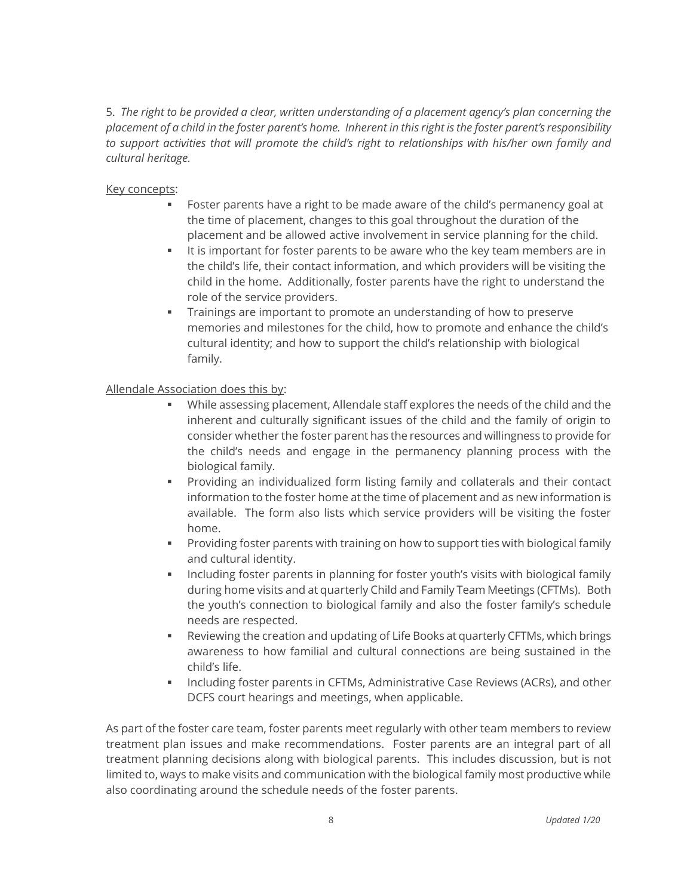5. *The right to be provided a clear, written understanding of a placement agency's plan concerning the placement of a child in the foster parent's home. Inherent in this right is the foster parent's responsibility to support activities that will promote the child's right to relationships with his/her own family and cultural heritage.*

<u>Key concepts</u>:

- Foster parents have a right to be made aware of the child's permanency goal at the time of placement, changes to this goal throughout the duration of the placement and be allowed active involvement in service planning for the child.
- It is important for foster parents to be aware who the key team members are in the child's life, their contact information, and which providers will be visiting the child in the home. Additionally, foster parents have the right to understand the role of the service providers.
- Trainings are important to promote an understanding of how to preserve memories and milestones for the child, how to promote and enhance the child's cultural identity; and how to support the child's relationship with biological family.

<u>Allendale Association does this by</u>:

- While assessing placement, Allendale staff explores the needs of the child and the inherent and culturally significant issues of the child and the family of origin to consider whether the foster parent has the resources and willingness to provide for the child's needs and engage in the permanency planning process with the biological family.
- Providing an individualized form listing family and collaterals and their contact information to the foster home at the time of placement and as new information is available. The form also lists which service providers will be visiting the foster home.
- Providing foster parents with training on how to support ties with biological family and cultural identity.
- Including foster parents in planning for foster youth's visits with biological family during home visits and at quarterly Child and Family Team Meetings (CFTMs). Both the youth's connection to biological family and also the foster family's schedule needs are respected.
- Reviewing the creation and updating of Life Books at quarterly CFTMs, which brings awareness to how familial and cultural connections are being sustained in the child's life.
- Including foster parents in CFTMs, Administrative Case Reviews (ACRs), and other DCFS court hearings and meetings, when applicable.

As part of the foster care team, foster parents meet regularly with other team members to review treatment plan issues and make recommendations. Foster parents are an integral part of all treatment planning decisions along with biological parents. This includes discussion, but is not limited to, ways to make visits and communication with the biological family most productive while also coordinating around the schedule needs of the foster parents.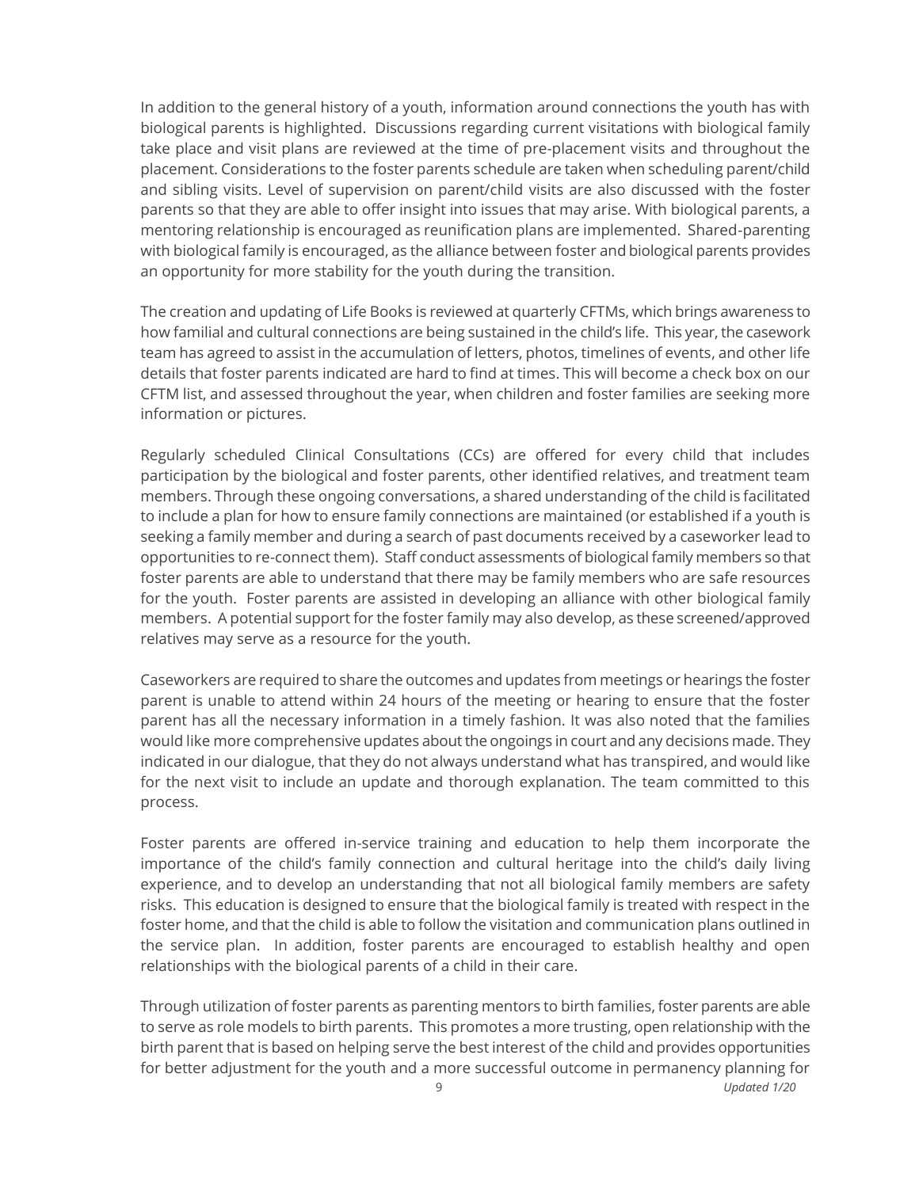In addition to the general history of a youth, information around connections the youth has with biological parents is highlighted. Discussions regarding current visitations with biological family take place and visit plans are reviewed at the time of pre-placement visits and throughout the placement. Considerations to the foster parents schedule are taken when scheduling parent/child and sibling visits. Level of supervision on parent/child visits are also discussed with the foster parents so that they are able to offer insight into issues that may arise. With biological parents, a mentoring relationship is encouraged as reunification plans are implemented. Shared-parenting with biological family is encouraged, as the alliance between foster and biological parents provides an opportunity for more stability for the youth during the transition.

The creation and updating of Life Books is reviewed at quarterly CFTMs, which brings awareness to how familial and cultural connections are being sustained in the child's life. This year, the casework team has agreed to assist in the accumulation of letters, photos, timelines of events, and other life details that foster parents indicated are hard to find at times. This will become a check box on our CFTM list, and assessed throughout the year, when children and foster families are seeking more information or pictures.

Regularly scheduled Clinical Consultations (CCs) are offered for every child that includes participation by the biological and foster parents, other identified relatives, and treatment team members. Through these ongoing conversations, a shared understanding of the child is facilitated to include a plan for how to ensure family connections are maintained (or established if a youth is seeking a family member and during a search of past documents received by a caseworker lead to opportunities to re-connect them). Staff conduct assessments of biological family members so that foster parents are able to understand that there may be family members who are safe resources for the youth. Foster parents are assisted in developing an alliance with other biological family members. A potential support for the foster family may also develop, as these screened/approved relatives may serve as a resource for the youth.

Caseworkers are required to share the outcomes and updates from meetings or hearings the foster parent is unable to attend within 24 hours of the meeting or hearing to ensure that the foster parent has all the necessary information in a timely fashion. It was also noted that the families would like more comprehensive updates about the ongoings in court and any decisions made. They indicated in our dialogue, that they do not always understand what has transpired, and would like for the next visit to include an update and thorough explanation. The team committed to this process.

Foster parents are offered in-service training and education to help them incorporate the importance of the child's family connection and cultural heritage into the child's daily living experience, and to develop an understanding that not all biological family members are safety risks. This education is designed to ensure that the biological family is treated with respect in the foster home, and that the child is able to follow the visitation and communication plans outlined in the service plan. In addition, foster parents are encouraged to establish healthy and open relationships with the biological parents of a child in their care.

Through utilization of foster parents as parenting mentors to birth families, foster parents are able to serve as role models to birth parents. This promotes a more trusting, open relationship with the birth parent that is based on helping serve the best interest of the child and provides opportunities for better adjustment for the youth and a more successful outcome in permanency planning for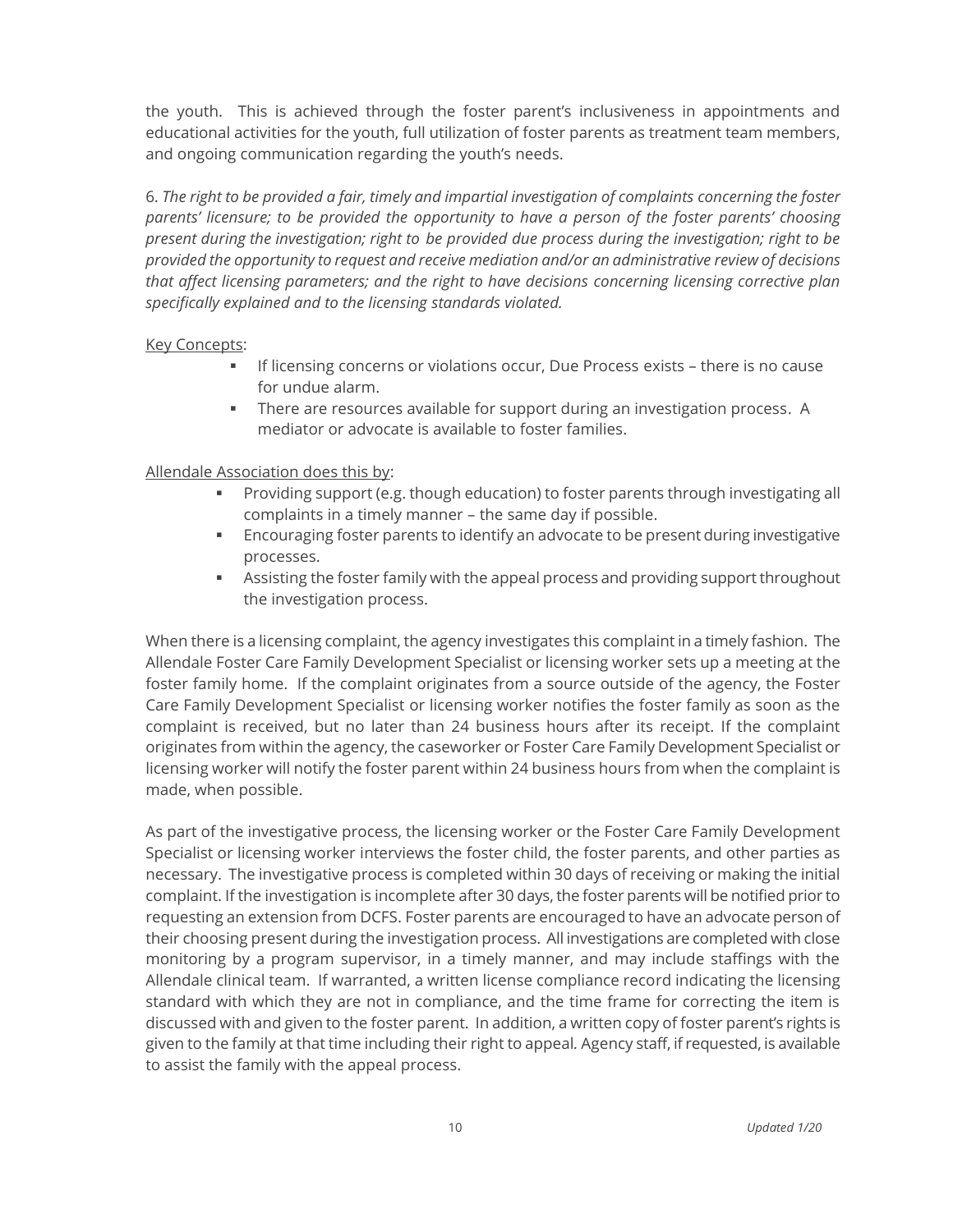the youth. This is achieved through the foster parent's inclusiveness in appointments and educational activities for the youth, full utilization of foster parents as treatment team members, and ongoing communication regarding the youth's needs.

6. *The right to be provided a fair, timely and impartial investigation of complaints concerning the foster parents' licensure; to be provided the opportunity to have a person of the foster parents' choosing present during the investigation; right to be provided due process during the investigation; right to be provided the opportunity to request and receive mediation and/or an administrative review of decisions that affect licensing parameters; and the right to have decisions concerning licensing corrective plan specifically explained and to the licensing standards violated.*

Key Concepts:

- If licensing concerns or violations occur, Due Process exists – there is no cause for undue alarm.
- There are resources available for support during an investigation process. A mediator or advocate is available to foster families.

Allendale Association does this by:

- Providing support (e.g. though education) to foster parents through investigating all complaints in a timely manner – the same day if possible.
- Encouraging foster parents to identify an advocate to be present during investigative processes.
- Assisting the foster family with the appeal process and providing support throughout the investigation process.

When there is a licensing complaint, the agency investigates this complaint in a timely fashion. The Allendale Foster Care Family Development Specialist or licensing worker sets up a meeting at the foster family home. If the complaint originates from a source outside of the agency, the Foster Care Family Development Specialist or licensing worker notifies the foster family as soon as the complaint is received, but no later than 24 business hours after its receipt. If the complaint originates from within the agency, the caseworker or Foster Care Family Development Specialist or licensing worker will notify the foster parent within 24 business hours from when the complaint is made, when possible.

As part of the investigative process, the licensing worker or the Foster Care Family Development Specialist or licensing worker interviews the foster child, the foster parents, and other parties as necessary. The investigative process is completed within 30 days of receiving or making the initial complaint. If the investigation is incomplete after 30 days, the foster parents will be notified prior to requesting an extension from DCFS. Foster parents are encouraged to have an advocate person of their choosing present during the investigation process. All investigations are completed with close monitoring by a program supervisor, in a timely manner, and may include staffings with the Allendale clinical team. If warranted, a written license compliance record indicating the licensing standard with which they are not in compliance, and the time frame for correcting the item is discussed with and given to the foster parent. In addition, a written copy of foster parent's rights is given to the family at that time including their right to appeal. Agency staff, if requested, is available to assist the family with the appeal process.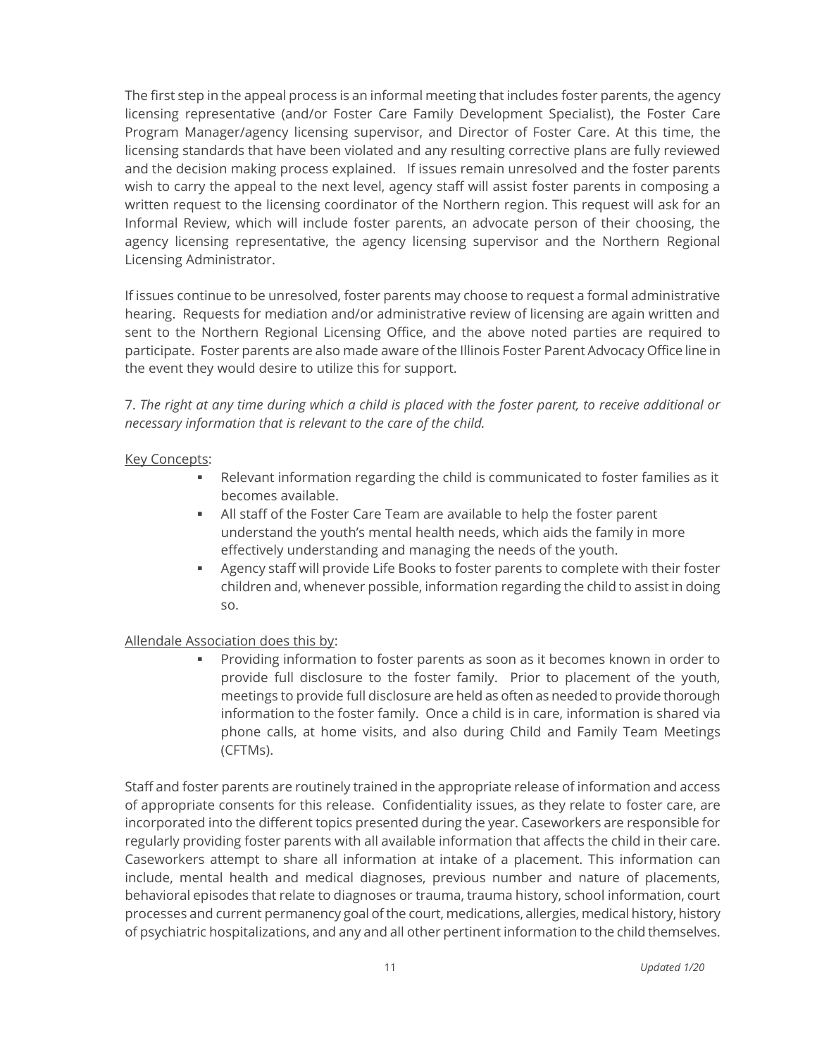The first step in the appeal process is an informal meeting that includes foster parents, the agency licensing representative (and/or Foster Care Family Development Specialist), the Foster Care Program Manager/agency licensing supervisor, and Director of Foster Care. At this time, the licensing standards that have been violated and any resulting corrective plans are fully reviewed and the decision making process explained. If issues remain unresolved and the foster parents wish to carry the appeal to the next level, agency staff will assist foster parents in composing a written request to the licensing coordinator of the Northern region. This request will ask for an Informal Review, which will include foster parents, an advocate person of their choosing, the agency licensing representative, the agency licensing supervisor and the Northern Regional Licensing Administrator.

If issues continue to be unresolved, foster parents may choose to request a formal administrative hearing. Requests for mediation and/or administrative review of licensing are again written and sent to the Northern Regional Licensing Office, and the above noted parties are required to participate. Foster parents are also made aware of the Illinois Foster Parent Advocacy Office line in the event they would desire to utilize this for support.

7. *The right at any time during which a child is placed with the foster parent, to receive additional or necessary information that is relevant to the care of the child.*

<u>Key Concepts</u>:

- Relevant information regarding the child is communicated to foster families as it becomes available.
- All staff of the Foster Care Team are available to help the foster parent understand the youth's mental health needs, which aids the family in more effectively understanding and managing the needs of the youth.
- Agency staff will provide Life Books to foster parents to complete with their foster children and, whenever possible, information regarding the child to assist in doing so.

<u>Allendale Association does this by</u>:

- Providing information to foster parents as soon as it becomes known in order to provide full disclosure to the foster family. Prior to placement of the youth, meetings to provide full disclosure are held as often as needed to provide thorough information to the foster family. Once a child is in care, information is shared via phone calls, at home visits, and also during Child and Family Team Meetings (CFTMs).

Staff and foster parents are routinely trained in the appropriate release of information and access of appropriate consents for this release. Confidentiality issues, as they relate to foster care, are incorporated into the different topics presented during the year. Caseworkers are responsible for regularly providing foster parents with all available information that affects the child in their care. Caseworkers attempt to share all information at intake of a placement. This information can include, mental health and medical diagnoses, previous number and nature of placements, behavioral episodes that relate to diagnoses or trauma, trauma history, school information, court processes and current permanency goal of the court, medications, allergies, medical history, history of psychiatric hospitalizations, and any and all other pertinent information to the child themselves.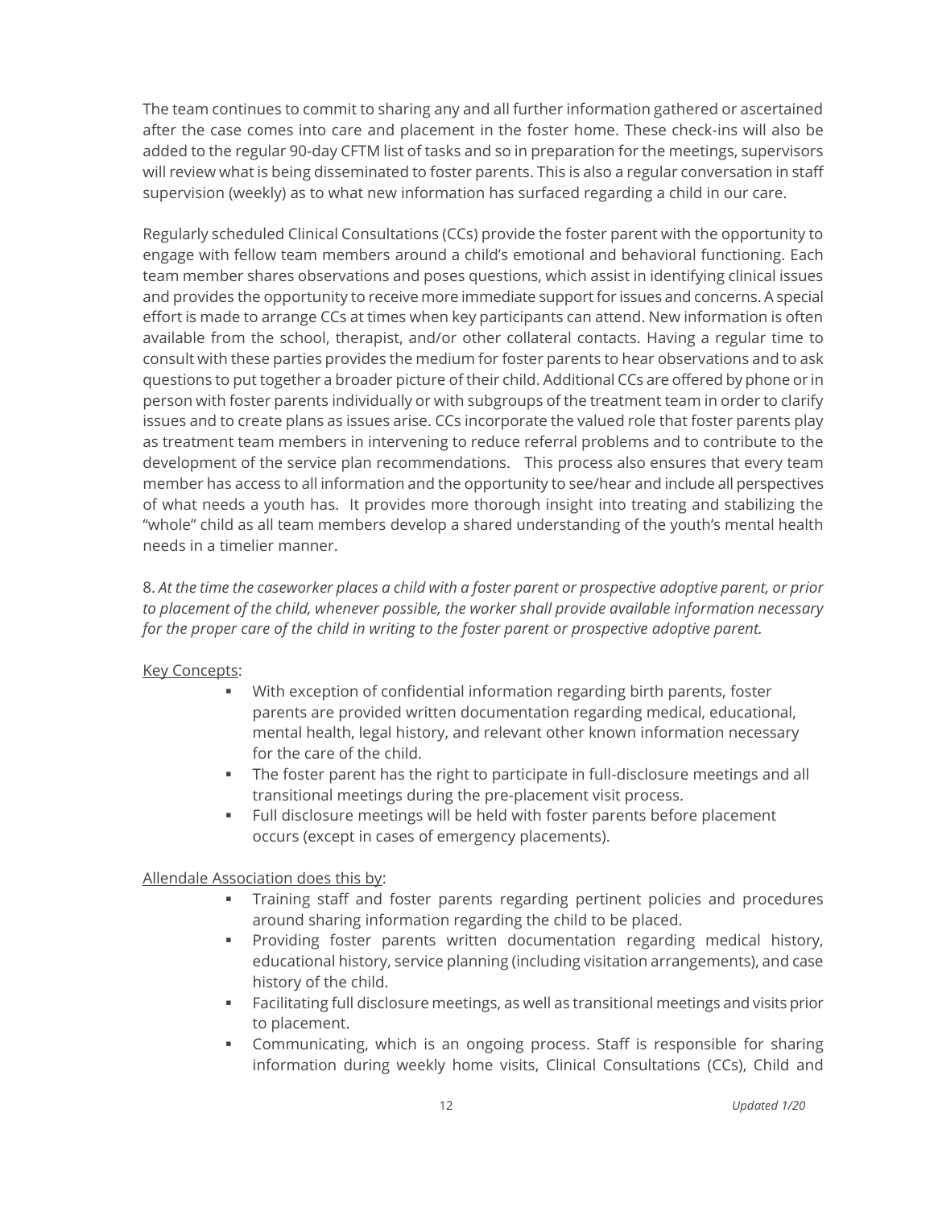The team continues to commit to sharing any and all further information gathered or ascertained after the case comes into care and placement in the foster home. These check-ins will also be added to the regular 90-day CFTM list of tasks and so in preparation for the meetings, supervisors will review what is being disseminated to foster parents. This is also a regular conversation in staff supervision (weekly) as to what new information has surfaced regarding a child in our care.

Regularly scheduled Clinical Consultations (CCs) provide the foster parent with the opportunity to engage with fellow team members around a child's emotional and behavioral functioning. Each team member shares observations and poses questions, which assist in identifying clinical issues and provides the opportunity to receive more immediate support for issues and concerns. A special effort is made to arrange CCs at times when key participants can attend. New information is often available from the school, therapist, and/or other collateral contacts. Having a regular time to consult with these parties provides the medium for foster parents to hear observations and to ask questions to put together a broader picture of their child. Additional CCs are offered by phone or in person with foster parents individually or with subgroups of the treatment team in order to clarify issues and to create plans as issues arise. CCs incorporate the valued role that foster parents play as treatment team members in intervening to reduce referral problems and to contribute to the development of the service plan recommendations. This process also ensures that every team member has access to all information and the opportunity to see/hear and include all perspectives of what needs a youth has. It provides more thorough insight into treating and stabilizing the "whole" child as all team members develop a shared understanding of the youth's mental health needs in a timelier manner.

8. *At the time the caseworker places a child with a foster parent or prospective adoptive parent, or prior to placement of the child, whenever possible, the worker shall provide available information necessary for the proper care of the child in writing to the foster parent or prospective adoptive parent.*

Key Concepts:

- With exception of confidential information regarding birth parents, foster parents are provided written documentation regarding medical, educational, mental health, legal history, and relevant other known information necessary for the care of the child.
- The foster parent has the right to participate in full-disclosure meetings and all transitional meetings during the pre-placement visit process.
- Full disclosure meetings will be held with foster parents before placement occurs (except in cases of emergency placements).

Allendale Association does this by:

- Training staff and foster parents regarding pertinent policies and procedures around sharing information regarding the child to be placed.
- Providing foster parents written documentation regarding medical history, educational history, service planning (including visitation arrangements), and case history of the child.
- Facilitating full disclosure meetings, as well as transitional meetings and visits prior to placement.
- Communicating, which is an ongoing process. Staff is responsible for sharing information during weekly home visits, Clinical Consultations (CCs), Child and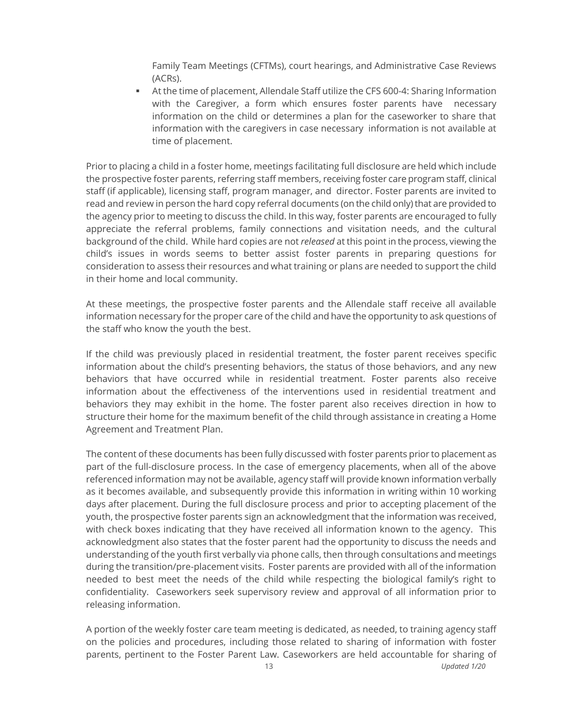Family Team Meetings (CFTMs), court hearings, and Administrative Case Reviews (ACRs).

- At the time of placement, Allendale Staff utilize the CFS 600-4: Sharing Information with the Caregiver, a form which ensures foster parents have necessary information on the child or determines a plan for the caseworker to share that information with the caregivers in case necessary information is not available at time of placement.

Prior to placing a child in a foster home, meetings facilitating full disclosure are held which include the prospective foster parents, referring staff members, receiving foster care program staff, clinical staff (if applicable), licensing staff, program manager, and director. Foster parents are invited to read and review in person the hard copy referral documents (on the child only) that are provided to the agency prior to meeting to discuss the child. In this way, foster parents are encouraged to fully appreciate the referral problems, family connections and visitation needs, and the cultural background of the child. While hard copies are not *released* at this point in the process, viewing the child's issues in words seems to better assist foster parents in preparing questions for consideration to assess their resources and what training or plans are needed to support the child in their home and local community.

At these meetings, the prospective foster parents and the Allendale staff receive all available information necessary for the proper care of the child and have the opportunity to ask questions of the staff who know the youth the best.

If the child was previously placed in residential treatment, the foster parent receives specific information about the child's presenting behaviors, the status of those behaviors, and any new behaviors that have occurred while in residential treatment. Foster parents also receive information about the effectiveness of the interventions used in residential treatment and behaviors they may exhibit in the home. The foster parent also receives direction in how to structure their home for the maximum benefit of the child through assistance in creating a Home Agreement and Treatment Plan.

The content of these documents has been fully discussed with foster parents prior to placement as part of the full-disclosure process. In the case of emergency placements, when all of the above referenced information may not be available, agency staff will provide known information verbally as it becomes available, and subsequently provide this information in writing within 10 working days after placement. During the full disclosure process and prior to accepting placement of the youth, the prospective foster parents sign an acknowledgment that the information was received, with check boxes indicating that they have received all information known to the agency. This acknowledgment also states that the foster parent had the opportunity to discuss the needs and understanding of the youth first verbally via phone calls, then through consultations and meetings during the transition/pre-placement visits. Foster parents are provided with all of the information needed to best meet the needs of the child while respecting the biological family's right to confidentiality. Caseworkers seek supervisory review and approval of all information prior to releasing information.

A portion of the weekly foster care team meeting is dedicated, as needed, to training agency staff on the policies and procedures, including those related to sharing of information with foster parents, pertinent to the Foster Parent Law. Caseworkers are held accountable for sharing of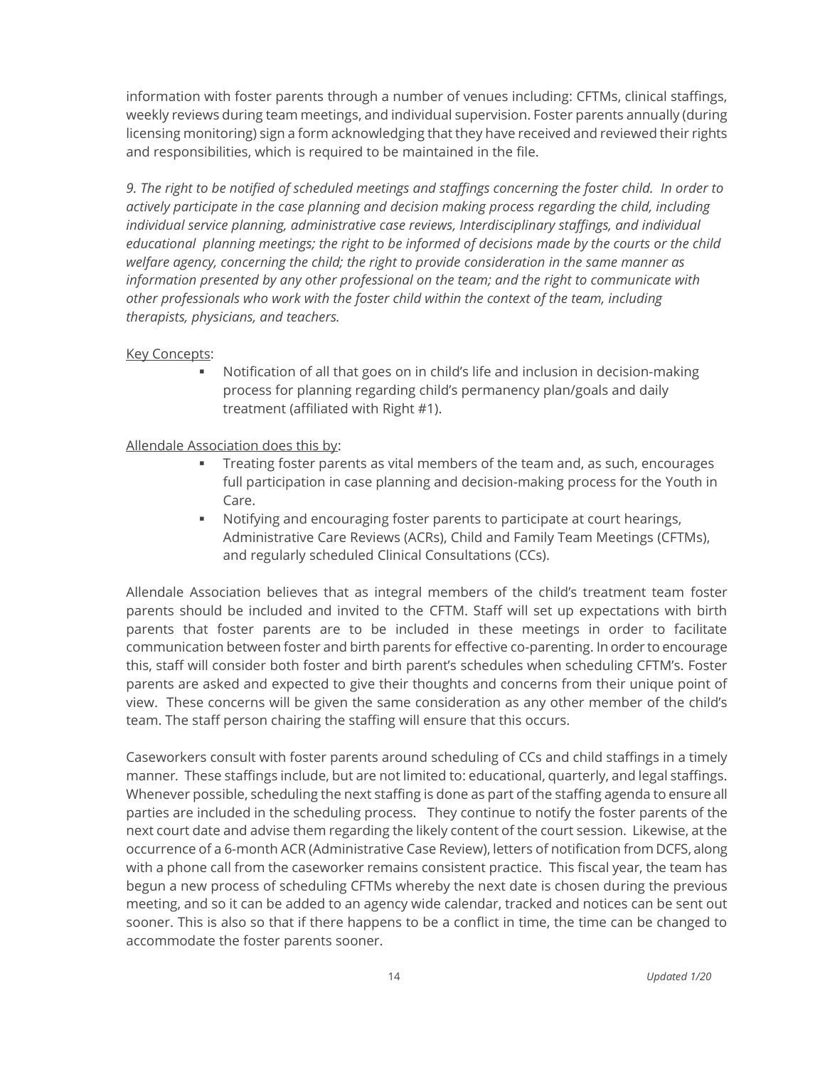information with foster parents through a number of venues including: CFTMs, clinical staffings, weekly reviews during team meetings, and individual supervision. Foster parents annually (during licensing monitoring) sign a form acknowledging that they have received and reviewed their rights and responsibilities, which is required to be maintained in the file.

*9. The right to be notified of scheduled meetings and staffings concerning the foster child. In order to actively participate in the case planning and decision making process regarding the child, including individual service planning, administrative case reviews, Interdisciplinary staffings, and individual educational planning meetings; the right to be informed of decisions made by the courts or the child welfare agency, concerning the child; the right to provide consideration in the same manner as information presented by any other professional on the team; and the right to communicate with other professionals who work with the foster child within the context of the team, including therapists, physicians, and teachers.*

Key Concepts:

- Notification of all that goes on in child's life and inclusion in decision-making process for planning regarding child's permanency plan/goals and daily treatment (affiliated with Right #1).

Allendale Association does this by:

- Treating foster parents as vital members of the team and, as such, encourages full participation in case planning and decision-making process for the Youth in Care.
- Notifying and encouraging foster parents to participate at court hearings, Administrative Care Reviews (ACRs), Child and Family Team Meetings (CFTMs), and regularly scheduled Clinical Consultations (CCs).

Allendale Association believes that as integral members of the child's treatment team foster parents should be included and invited to the CFTM. Staff will set up expectations with birth parents that foster parents are to be included in these meetings in order to facilitate communication between foster and birth parents for effective co-parenting. In order to encourage this, staff will consider both foster and birth parent's schedules when scheduling CFTM's. Foster parents are asked and expected to give their thoughts and concerns from their unique point of view. These concerns will be given the same consideration as any other member of the child's team. The staff person chairing the staffing will ensure that this occurs.

Caseworkers consult with foster parents around scheduling of CCs and child staffings in a timely manner. These staffings include, but are not limited to: educational, quarterly, and legal staffings. Whenever possible, scheduling the next staffing is done as part of the staffing agenda to ensure all parties are included in the scheduling process. They continue to notify the foster parents of the next court date and advise them regarding the likely content of the court session. Likewise, at the occurrence of a 6-month ACR (Administrative Case Review), letters of notification from DCFS, along with a phone call from the caseworker remains consistent practice. This fiscal year, the team has begun a new process of scheduling CFTMs whereby the next date is chosen during the previous meeting, and so it can be added to an agency wide calendar, tracked and notices can be sent out sooner. This is also so that if there happens to be a conflict in time, the time can be changed to accommodate the foster parents sooner.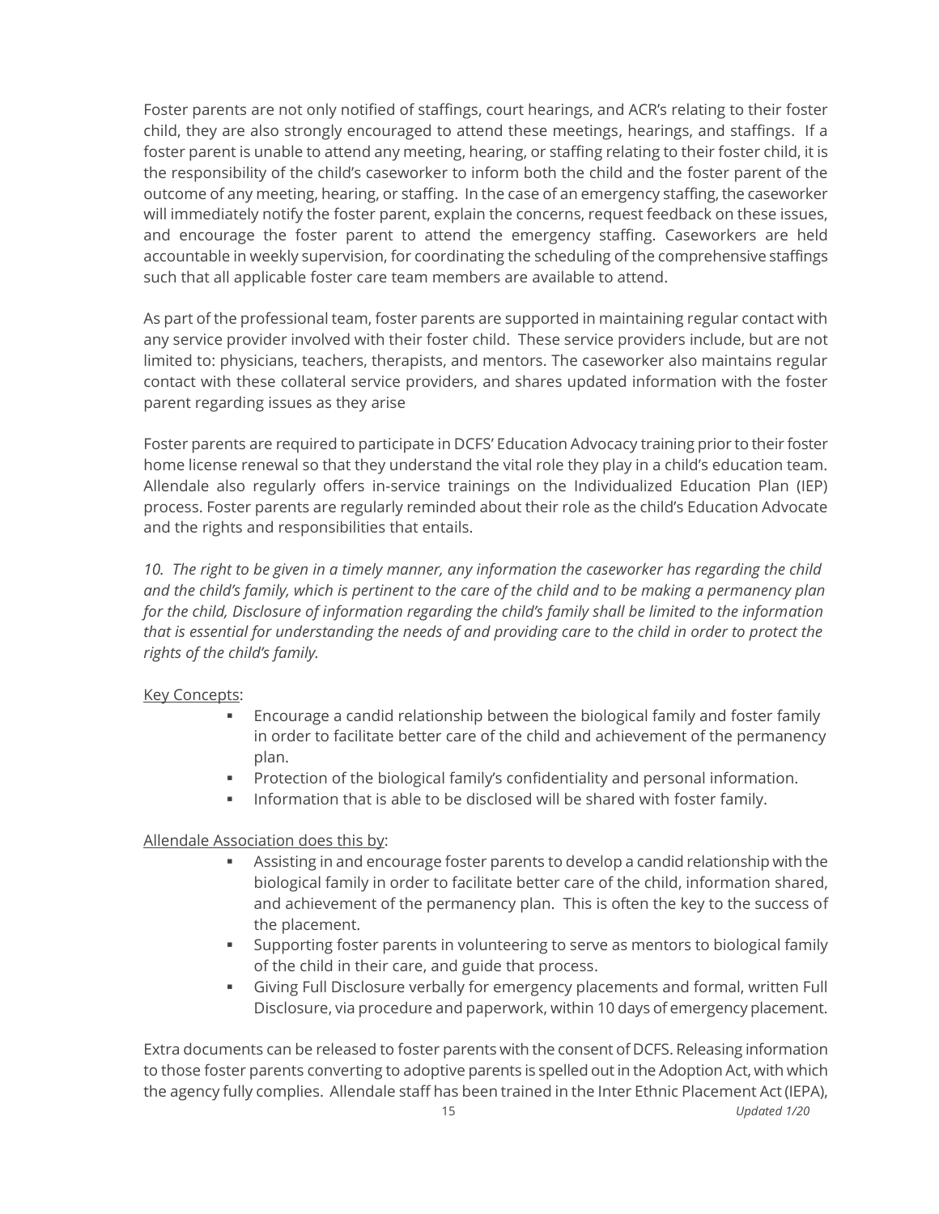Foster parents are not only notified of staffings, court hearings, and ACR's relating to their foster child, they are also strongly encouraged to attend these meetings, hearings, and staffings. If a foster parent is unable to attend any meeting, hearing, or staffing relating to their foster child, it is the responsibility of the child's caseworker to inform both the child and the foster parent of the outcome of any meeting, hearing, or staffing. In the case of an emergency staffing, the caseworker will immediately notify the foster parent, explain the concerns, request feedback on these issues, and encourage the foster parent to attend the emergency staffing. Caseworkers are held accountable in weekly supervision, for coordinating the scheduling of the comprehensive staffings such that all applicable foster care team members are available to attend.

As part of the professional team, foster parents are supported in maintaining regular contact with any service provider involved with their foster child. These service providers include, but are not limited to: physicians, teachers, therapists, and mentors. The caseworker also maintains regular contact with these collateral service providers, and shares updated information with the foster parent regarding issues as they arise

Foster parents are required to participate in DCFS' Education Advocacy training prior to their foster home license renewal so that they understand the vital role they play in a child's education team. Allendale also regularly offers in-service trainings on the Individualized Education Plan (IEP) process. Foster parents are regularly reminded about their role as the child's Education Advocate and the rights and responsibilities that entails.

*10. The right to be given in a timely manner, any information the caseworker has regarding the child and the child's family, which is pertinent to the care of the child and to be making a permanency plan for the child, Disclosure of information regarding the child's family shall be limited to the information that is essential for understanding the needs of and providing care to the child in order to protect the rights of the child's family.*

Key Concepts:

- Encourage a candid relationship between the biological family and foster family in order to facilitate better care of the child and achievement of the permanency plan.
- Protection of the biological family's confidentiality and personal information.
- Information that is able to be disclosed will be shared with foster family.

Allendale Association does this by:

- Assisting in and encourage foster parents to develop a candid relationship with the biological family in order to facilitate better care of the child, information shared, and achievement of the permanency plan. This is often the key to the success of the placement.
- Supporting foster parents in volunteering to serve as mentors to biological family of the child in their care, and guide that process.
- Giving Full Disclosure verbally for emergency placements and formal, written Full Disclosure, via procedure and paperwork, within 10 days of emergency placement.

Extra documents can be released to foster parents with the consent of DCFS. Releasing information to those foster parents converting to adoptive parents is spelled out in the Adoption Act, with which the agency fully complies. Allendale staff has been trained in the Inter Ethnic Placement Act (IEPA),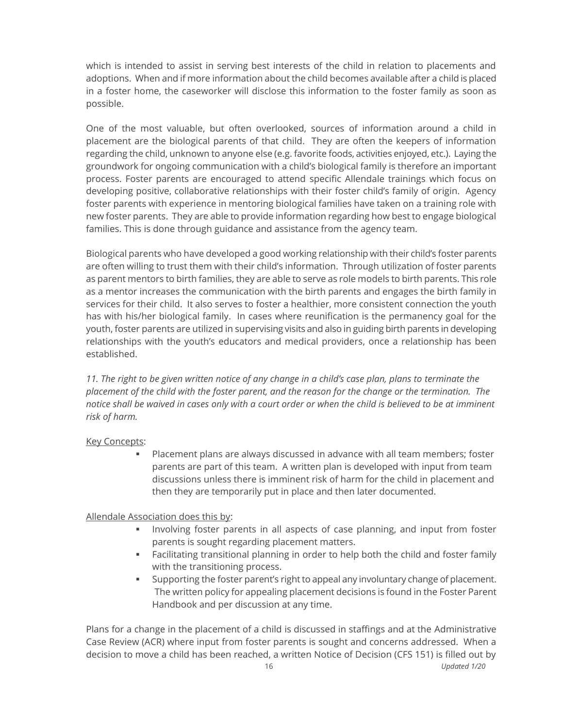which is intended to assist in serving best interests of the child in relation to placements and adoptions. When and if more information about the child becomes available after a child is placed in a foster home, the caseworker will disclose this information to the foster family as soon as possible.

One of the most valuable, but often overlooked, sources of information around a child in placement are the biological parents of that child. They are often the keepers of information regarding the child, unknown to anyone else (e.g. favorite foods, activities enjoyed, etc.). Laying the groundwork for ongoing communication with a child's biological family is therefore an important process. Foster parents are encouraged to attend specific Allendale trainings which focus on developing positive, collaborative relationships with their foster child's family of origin. Agency foster parents with experience in mentoring biological families have taken on a training role with new foster parents. They are able to provide information regarding how best to engage biological families. This is done through guidance and assistance from the agency team.

Biological parents who have developed a good working relationship with their child's foster parents are often willing to trust them with their child's information. Through utilization of foster parents as parent mentors to birth families, they are able to serve as role models to birth parents. This role as a mentor increases the communication with the birth parents and engages the birth family in services for their child. It also serves to foster a healthier, more consistent connection the youth has with his/her biological family. In cases where reunification is the permanency goal for the youth, foster parents are utilized in supervising visits and also in guiding birth parents in developing relationships with the youth's educators and medical providers, once a relationship has been established.

*11. The right to be given written notice of any change in a child's case plan, plans to terminate the placement of the child with the foster parent, and the reason for the change or the termination. The notice shall be waived in cases only with a court order or when the child is believed to be at imminent risk of harm.*

<u>Key Concepts</u>:

- Placement plans are always discussed in advance with all team members; foster parents are part of this team. A written plan is developed with input from team discussions unless there is imminent risk of harm for the child in placement and then they are temporarily put in place and then later documented.

<u>Allendale Association does this by</u>:

- Involving foster parents in all aspects of case planning, and input from foster parents is sought regarding placement matters.
- Facilitating transitional planning in order to help both the child and foster family with the transitioning process.
- Supporting the foster parent's right to appeal any involuntary change of placement. The written policy for appealing placement decisions is found in the Foster Parent Handbook and per discussion at any time.

Plans for a change in the placement of a child is discussed in staffings and at the Administrative Case Review (ACR) where input from foster parents is sought and concerns addressed. When a decision to move a child has been reached, a written Notice of Decision (CFS 151) is filled out by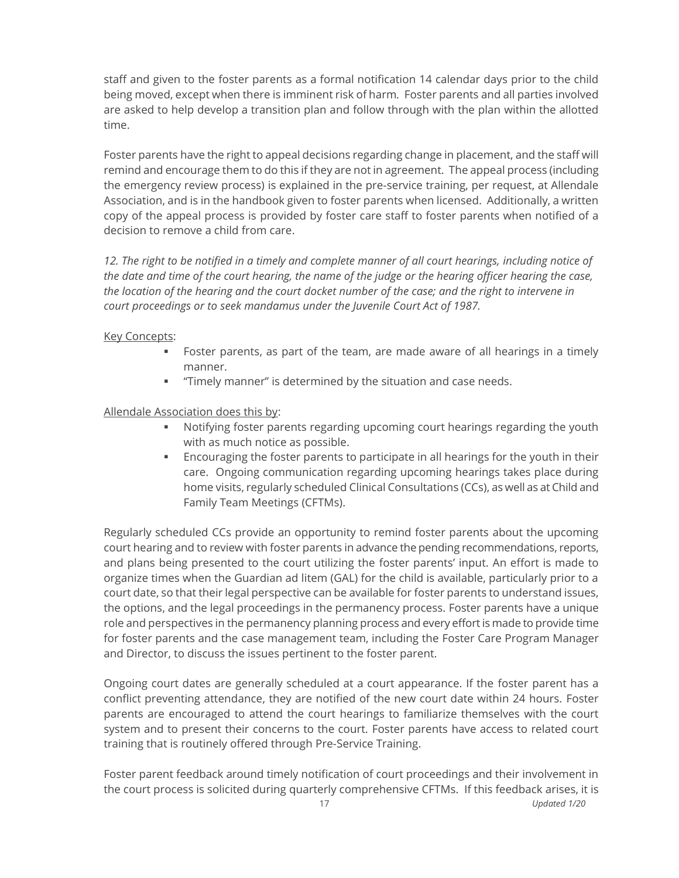staff and given to the foster parents as a formal notification 14 calendar days prior to the child being moved, except when there is imminent risk of harm. Foster parents and all parties involved are asked to help develop a transition plan and follow through with the plan within the allotted time.

Foster parents have the right to appeal decisions regarding change in placement, and the staff will remind and encourage them to do this if they are not in agreement. The appeal process (including the emergency review process) is explained in the pre-service training, per request, at Allendale Association, and is in the handbook given to foster parents when licensed. Additionally, a written copy of the appeal process is provided by foster care staff to foster parents when notified of a decision to remove a child from care.

*12. The right to be notified in a timely and complete manner of all court hearings, including notice of the date and time of the court hearing, the name of the judge or the hearing officer hearing the case, the location of the hearing and the court docket number of the case; and the right to intervene in court proceedings or to seek mandamus under the Juvenile Court Act of 1987.*

<u>Key Concepts</u>:

- Foster parents, as part of the team, are made aware of all hearings in a timely manner.
- "Timely manner" is determined by the situation and case needs.

<u>Allendale Association does this by</u>:

- Notifying foster parents regarding upcoming court hearings regarding the youth with as much notice as possible.
- Encouraging the foster parents to participate in all hearings for the youth in their care. Ongoing communication regarding upcoming hearings takes place during home visits, regularly scheduled Clinical Consultations (CCs), as well as at Child and Family Team Meetings (CFTMs).

Regularly scheduled CCs provide an opportunity to remind foster parents about the upcoming court hearing and to review with foster parents in advance the pending recommendations, reports, and plans being presented to the court utilizing the foster parents' input. An effort is made to organize times when the Guardian ad litem (GAL) for the child is available, particularly prior to a court date, so that their legal perspective can be available for foster parents to understand issues, the options, and the legal proceedings in the permanency process. Foster parents have a unique role and perspectives in the permanency planning process and every effort is made to provide time for foster parents and the case management team, including the Foster Care Program Manager and Director, to discuss the issues pertinent to the foster parent.

Ongoing court dates are generally scheduled at a court appearance. If the foster parent has a conflict preventing attendance, they are notified of the new court date within 24 hours. Foster parents are encouraged to attend the court hearings to familiarize themselves with the court system and to present their concerns to the court. Foster parents have access to related court training that is routinely offered through Pre-Service Training.

Foster parent feedback around timely notification of court proceedings and their involvement in the court process is solicited during quarterly comprehensive CFTMs. If this feedback arises, it is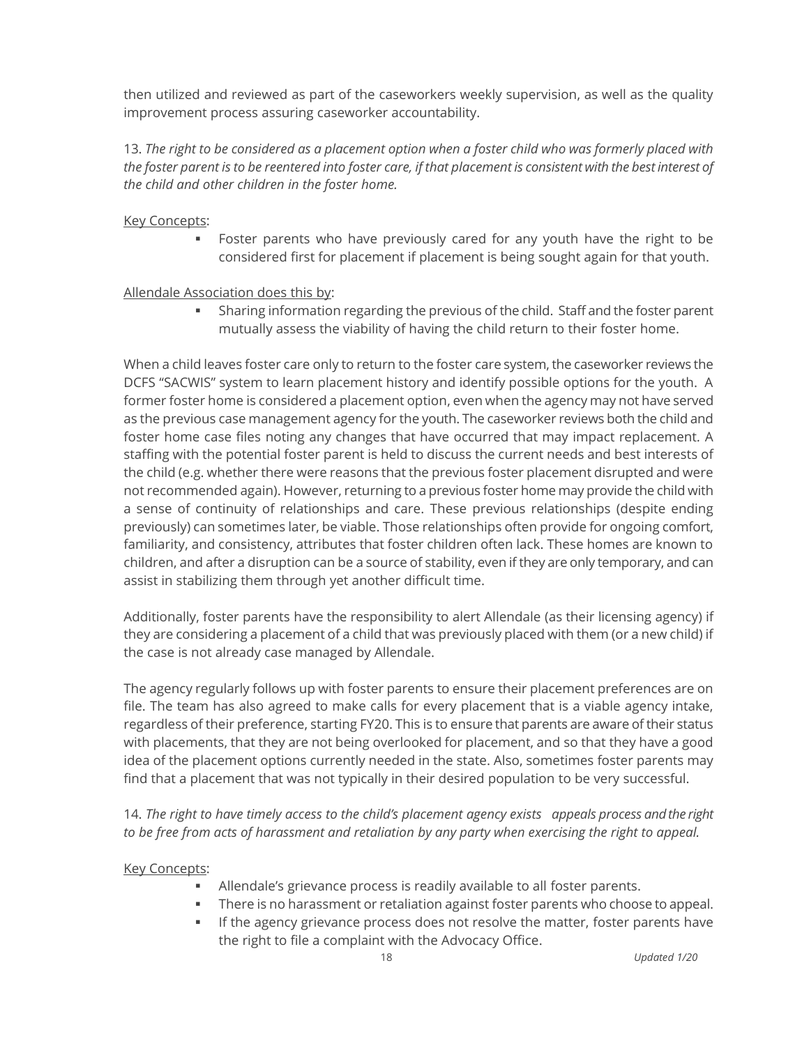then utilized and reviewed as part of the caseworkers weekly supervision, as well as the quality improvement process assuring caseworker accountability.

13. *The right to be considered as a placement option when a foster child who was formerly placed with the foster parent is to be reentered into foster care, if that placement is consistent with the best interest of the child and other children in the foster home.*

Key Concepts:

- Foster parents who have previously cared for any youth have the right to be considered first for placement if placement is being sought again for that youth.

Allendale Association does this by:

- Sharing information regarding the previous of the child. Staff and the foster parent mutually assess the viability of having the child return to their foster home.

When a child leaves foster care only to return to the foster care system, the caseworker reviews the DCFS "SACWIS" system to learn placement history and identify possible options for the youth. A former foster home is considered a placement option, even when the agency may not have served as the previous case management agency for the youth. The caseworker reviews both the child and foster home case files noting any changes that have occurred that may impact replacement. A staffing with the potential foster parent is held to discuss the current needs and best interests of the child (e.g. whether there were reasons that the previous foster placement disrupted and were not recommended again). However, returning to a previous foster home may provide the child with a sense of continuity of relationships and care. These previous relationships (despite ending previously) can sometimes later, be viable. Those relationships often provide for ongoing comfort, familiarity, and consistency, attributes that foster children often lack. These homes are known to children, and after a disruption can be a source of stability, even if they are only temporary, and can assist in stabilizing them through yet another difficult time.

Additionally, foster parents have the responsibility to alert Allendale (as their licensing agency) if they are considering a placement of a child that was previously placed with them (or a new child) if the case is not already case managed by Allendale.

The agency regularly follows up with foster parents to ensure their placement preferences are on file. The team has also agreed to make calls for every placement that is a viable agency intake, regardless of their preference, starting FY20. This is to ensure that parents are aware of their status with placements, that they are not being overlooked for placement, and so that they have a good idea of the placement options currently needed in the state. Also, sometimes foster parents may find that a placement that was not typically in their desired population to be very successful.

14. *The right to have timely access to the child's placement agency exists appeals process and the right to be free from acts of harassment and retaliation by any party when exercising the right to appeal.*

Key Concepts:

- Allendale's grievance process is readily available to all foster parents.
- There is no harassment or retaliation against foster parents who choose to appeal.
- If the agency grievance process does not resolve the matter, foster parents have the right to file a complaint with the Advocacy Office.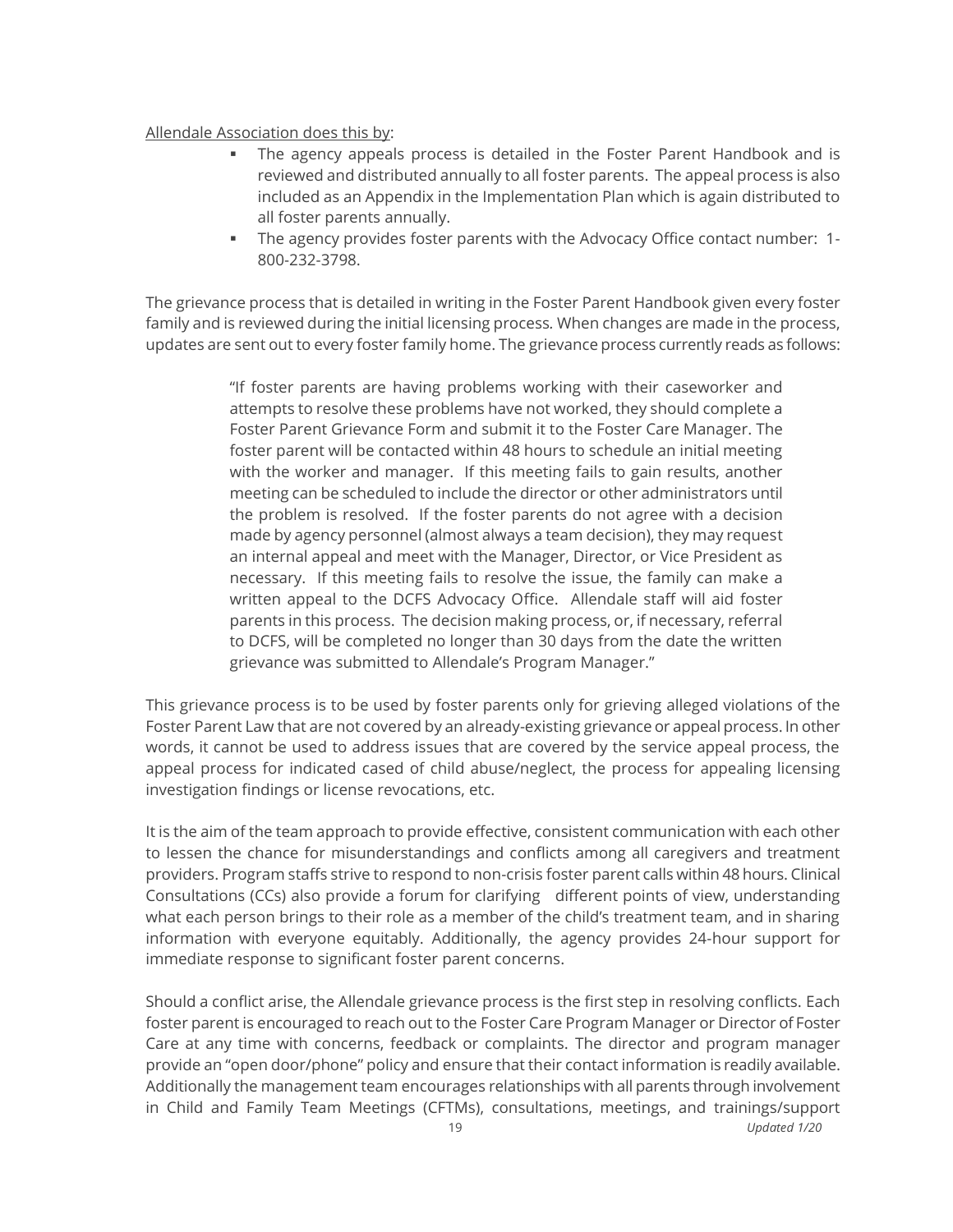Allendale Association does this by:

- The agency appeals process is detailed in the Foster Parent Handbook and is reviewed and distributed annually to all foster parents. The appeal process is also included as an Appendix in the Implementation Plan which is again distributed to all foster parents annually.
- The agency provides foster parents with the Advocacy Office contact number: 1-800-232-3798.

The grievance process that is detailed in writing in the Foster Parent Handbook given every foster family and is reviewed during the initial licensing process. When changes are made in the process, updates are sent out to every foster family home. The grievance process currently reads as follows:

> "If foster parents are having problems working with their caseworker and attempts to resolve these problems have not worked, they should complete a Foster Parent Grievance Form and submit it to the Foster Care Manager. The foster parent will be contacted within 48 hours to schedule an initial meeting with the worker and manager. If this meeting fails to gain results, another meeting can be scheduled to include the director or other administrators until the problem is resolved. If the foster parents do not agree with a decision made by agency personnel (almost always a team decision), they may request an internal appeal and meet with the Manager, Director, or Vice President as necessary. If this meeting fails to resolve the issue, the family can make a written appeal to the DCFS Advocacy Office. Allendale staff will aid foster parents in this process. The decision making process, or, if necessary, referral to DCFS, will be completed no longer than 30 days from the date the written grievance was submitted to Allendale's Program Manager."

This grievance process is to be used by foster parents only for grieving alleged violations of the Foster Parent Law that are not covered by an already-existing grievance or appeal process. In other words, it cannot be used to address issues that are covered by the service appeal process, the appeal process for indicated cased of child abuse/neglect, the process for appealing licensing investigation findings or license revocations, etc.

It is the aim of the team approach to provide effective, consistent communication with each other to lessen the chance for misunderstandings and conflicts among all caregivers and treatment providers. Program staffs strive to respond to non-crisis foster parent calls within 48 hours. Clinical Consultations (CCs) also provide a forum for clarifying different points of view, understanding what each person brings to their role as a member of the child's treatment team, and in sharing information with everyone equitably. Additionally, the agency provides 24-hour support for immediate response to significant foster parent concerns.

Should a conflict arise, the Allendale grievance process is the first step in resolving conflicts. Each foster parent is encouraged to reach out to the Foster Care Program Manager or Director of Foster Care at any time with concerns, feedback or complaints. The director and program manager provide an "open door/phone" policy and ensure that their contact information is readily available. Additionally the management team encourages relationships with all parents through involvement in Child and Family Team Meetings (CFTMs), consultations, meetings, and trainings/support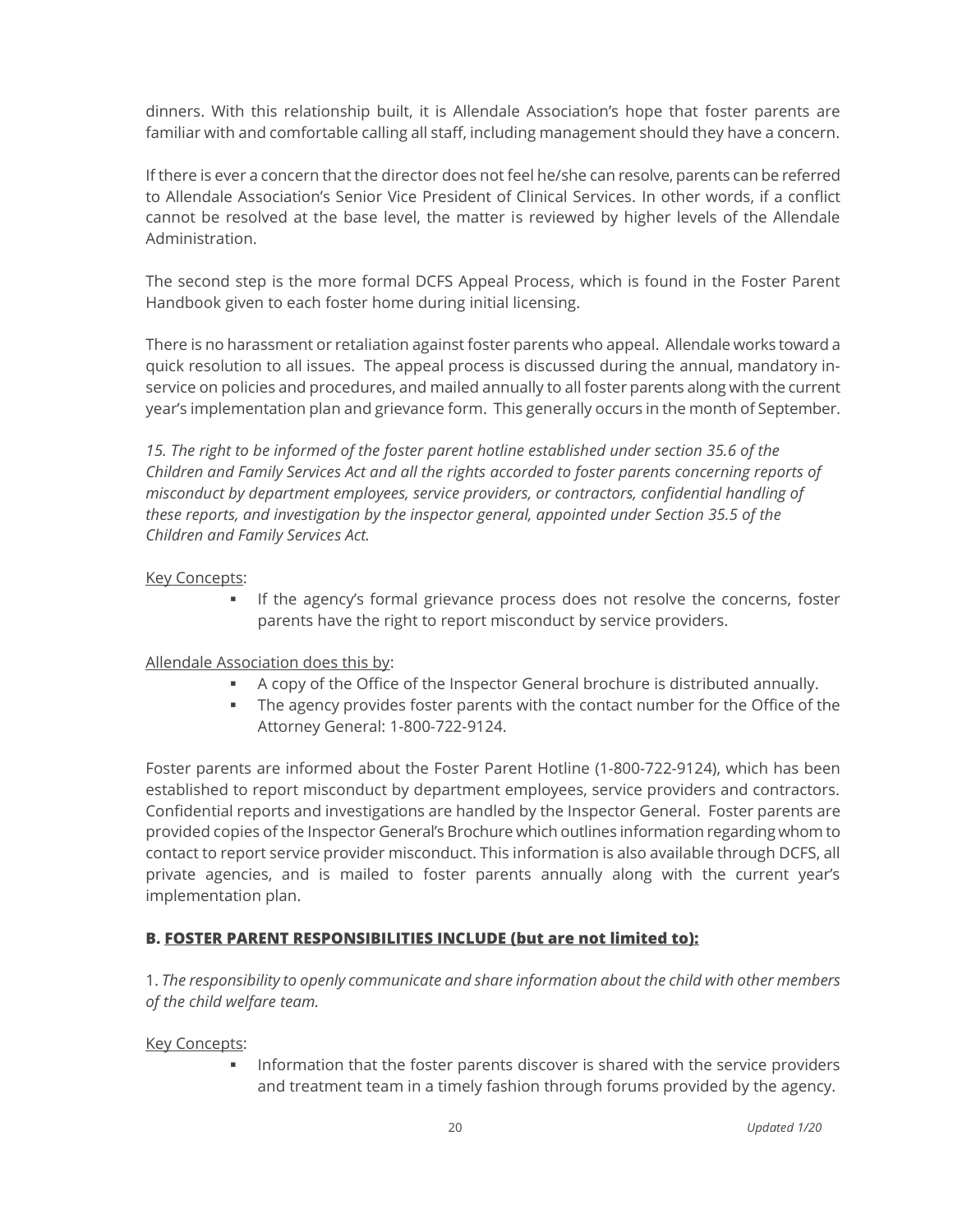dinners. With this relationship built, it is Allendale Association's hope that foster parents are familiar with and comfortable calling all staff, including management should they have a concern.

If there is ever a concern that the director does not feel he/she can resolve, parents can be referred to Allendale Association's Senior Vice President of Clinical Services. In other words, if a conflict cannot be resolved at the base level, the matter is reviewed by higher levels of the Allendale Administration.

The second step is the more formal DCFS Appeal Process, which is found in the Foster Parent Handbook given to each foster home during initial licensing.

There is no harassment or retaliation against foster parents who appeal. Allendale works toward a quick resolution to all issues. The appeal process is discussed during the annual, mandatory in-service on policies and procedures, and mailed annually to all foster parents along with the current year's implementation plan and grievance form. This generally occurs in the month of September.

*15. The right to be informed of the foster parent hotline established under section 35.6 of the Children and Family Services Act and all the rights accorded to foster parents concerning reports of misconduct by department employees, service providers, or contractors, confidential handling of these reports, and investigation by the inspector general, appointed under Section 35.5 of the Children and Family Services Act.*

Key Concepts:

- If the agency's formal grievance process does not resolve the concerns, foster parents have the right to report misconduct by service providers.

Allendale Association does this by:

- A copy of the Office of the Inspector General brochure is distributed annually.
- The agency provides foster parents with the contact number for the Office of the Attorney General: 1-800-722-9124.

Foster parents are informed about the Foster Parent Hotline (1-800-722-9124), which has been established to report misconduct by department employees, service providers and contractors. Confidential reports and investigations are handled by the Inspector General. Foster parents are provided copies of the Inspector General's Brochure which outlines information regarding whom to contact to report service provider misconduct. This information is also available through DCFS, all private agencies, and is mailed to foster parents annually along with the current year's implementation plan.

### B. FOSTER PARENT RESPONSIBILITIES INCLUDE (but are not limited to):

1. *The responsibility to openly communicate and share information about the child with other members of the child welfare team.*

Key Concepts:

- Information that the foster parents discover is shared with the service providers and treatment team in a timely fashion through forums provided by the agency.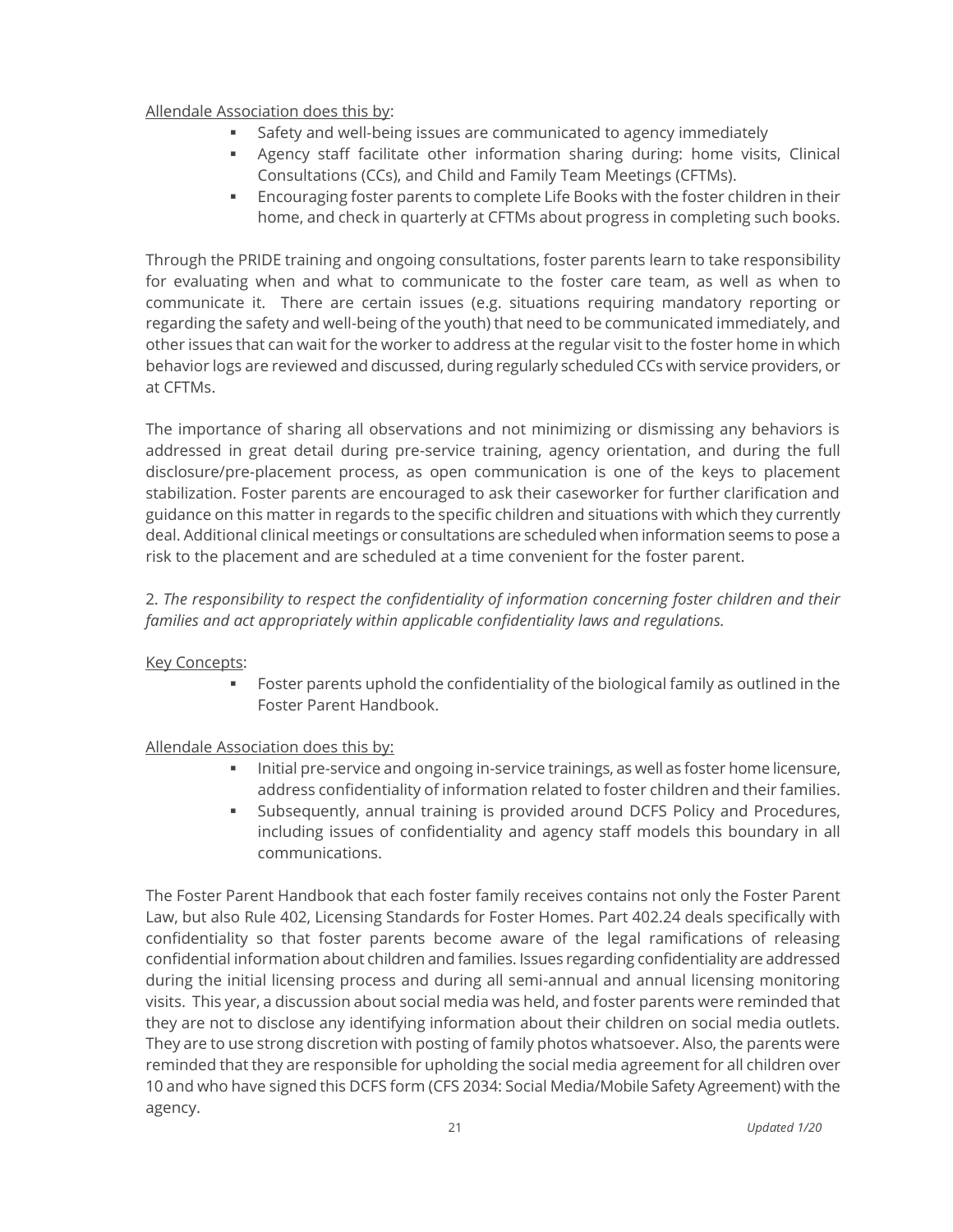<u>Allendale Association does this by</u>:

- Safety and well-being issues are communicated to agency immediately
- Agency staff facilitate other information sharing during: home visits, Clinical Consultations (CCs), and Child and Family Team Meetings (CFTMs).
- Encouraging foster parents to complete Life Books with the foster children in their home, and check in quarterly at CFTMs about progress in completing such books.

Through the PRIDE training and ongoing consultations, foster parents learn to take responsibility for evaluating when and what to communicate to the foster care team, as well as when to communicate it. There are certain issues (e.g. situations requiring mandatory reporting or regarding the safety and well-being of the youth) that need to be communicated immediately, and other issues that can wait for the worker to address at the regular visit to the foster home in which behavior logs are reviewed and discussed, during regularly scheduled CCs with service providers, or at CFTMs.

The importance of sharing all observations and not minimizing or dismissing any behaviors is addressed in great detail during pre-service training, agency orientation, and during the full disclosure/pre-placement process, as open communication is one of the keys to placement stabilization. Foster parents are encouraged to ask their caseworker for further clarification and guidance on this matter in regards to the specific children and situations with which they currently deal. Additional clinical meetings or consultations are scheduled when information seems to pose a risk to the placement and are scheduled at a time convenient for the foster parent.

2. *The responsibility to respect the confidentiality of information concerning foster children and their families and act appropriately within applicable confidentiality laws and regulations.*

<u>Key Concepts</u>:

- Foster parents uphold the confidentiality of the biological family as outlined in the Foster Parent Handbook.

<u>Allendale Association does this by:</u>

- Initial pre-service and ongoing in-service trainings, as well as foster home licensure, address confidentiality of information related to foster children and their families.
- Subsequently, annual training is provided around DCFS Policy and Procedures, including issues of confidentiality and agency staff models this boundary in all communications.

The Foster Parent Handbook that each foster family receives contains not only the Foster Parent Law, but also Rule 402, Licensing Standards for Foster Homes. Part 402.24 deals specifically with confidentiality so that foster parents become aware of the legal ramifications of releasing confidential information about children and families. Issues regarding confidentiality are addressed during the initial licensing process and during all semi-annual and annual licensing monitoring visits. This year, a discussion about social media was held, and foster parents were reminded that they are not to disclose any identifying information about their children on social media outlets. They are to use strong discretion with posting of family photos whatsoever. Also, the parents were reminded that they are responsible for upholding the social media agreement for all children over 10 and who have signed this DCFS form (CFS 2034: Social Media/Mobile Safety Agreement) with the agency.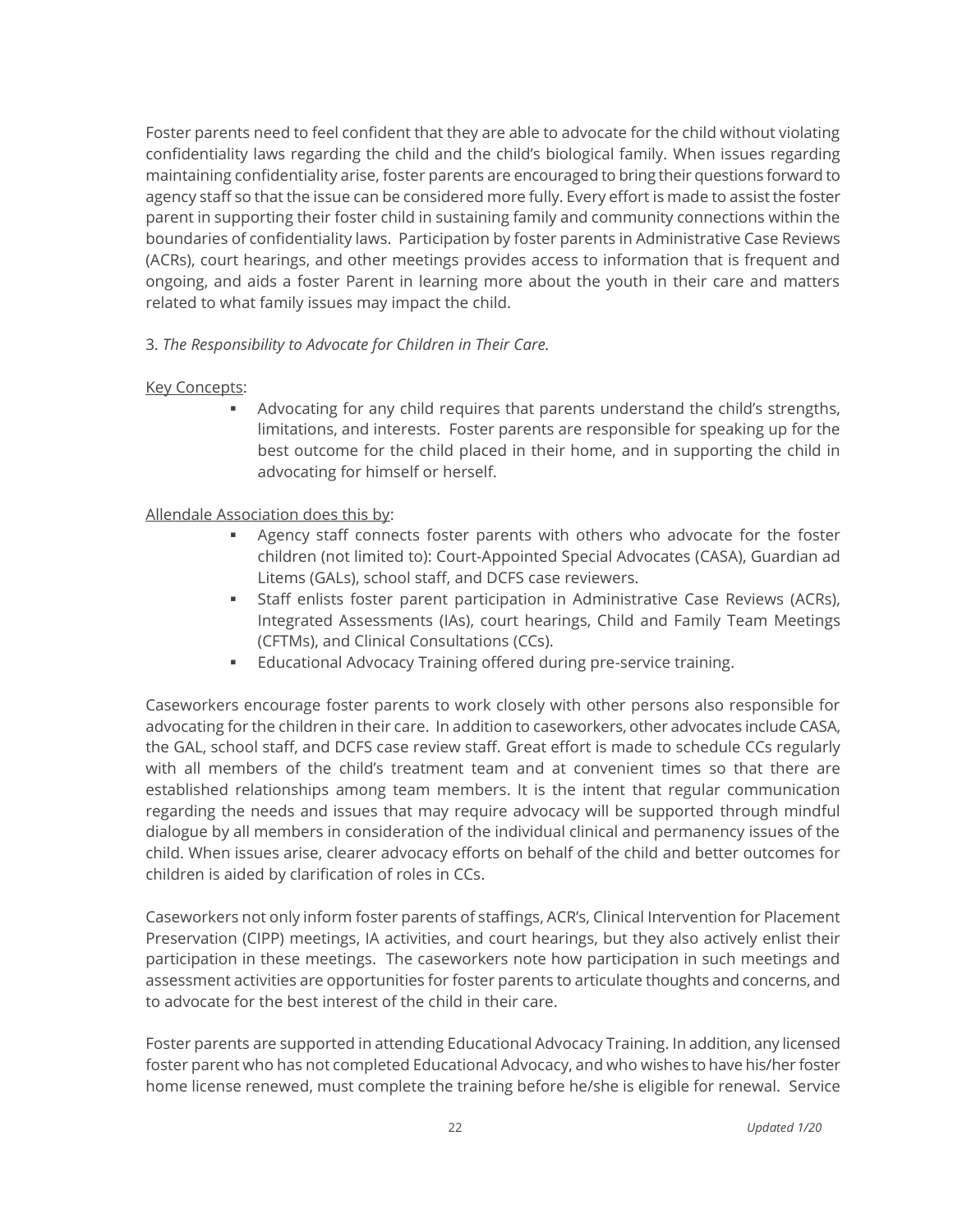Foster parents need to feel confident that they are able to advocate for the child without violating confidentiality laws regarding the child and the child's biological family. When issues regarding maintaining confidentiality arise, foster parents are encouraged to bring their questions forward to agency staff so that the issue can be considered more fully. Every effort is made to assist the foster parent in supporting their foster child in sustaining family and community connections within the boundaries of confidentiality laws. Participation by foster parents in Administrative Case Reviews (ACRs), court hearings, and other meetings provides access to information that is frequent and ongoing, and aids a foster Parent in learning more about the youth in their care and matters related to what family issues may impact the child.

3. *The Responsibility to Advocate for Children in Their Care.*

<u>Key Concepts</u>:

- Advocating for any child requires that parents understand the child's strengths, limitations, and interests. Foster parents are responsible for speaking up for the best outcome for the child placed in their home, and in supporting the child in advocating for himself or herself.

<u>Allendale Association does this by</u>:

- Agency staff connects foster parents with others who advocate for the foster children (not limited to): Court-Appointed Special Advocates (CASA), Guardian ad Litems (GALs), school staff, and DCFS case reviewers.
- Staff enlists foster parent participation in Administrative Case Reviews (ACRs), Integrated Assessments (IAs), court hearings, Child and Family Team Meetings (CFTMs), and Clinical Consultations (CCs).
- Educational Advocacy Training offered during pre-service training.

Caseworkers encourage foster parents to work closely with other persons also responsible for advocating for the children in their care. In addition to caseworkers, other advocates include CASA, the GAL, school staff, and DCFS case review staff. Great effort is made to schedule CCs regularly with all members of the child's treatment team and at convenient times so that there are established relationships among team members. It is the intent that regular communication regarding the needs and issues that may require advocacy will be supported through mindful dialogue by all members in consideration of the individual clinical and permanency issues of the child. When issues arise, clearer advocacy efforts on behalf of the child and better outcomes for children is aided by clarification of roles in CCs.

Caseworkers not only inform foster parents of staffings, ACR's, Clinical Intervention for Placement Preservation (CIPP) meetings, IA activities, and court hearings, but they also actively enlist their participation in these meetings. The caseworkers note how participation in such meetings and assessment activities are opportunities for foster parents to articulate thoughts and concerns, and to advocate for the best interest of the child in their care.

Foster parents are supported in attending Educational Advocacy Training. In addition, any licensed foster parent who has not completed Educational Advocacy, and who wishes to have his/her foster home license renewed, must complete the training before he/she is eligible for renewal. Service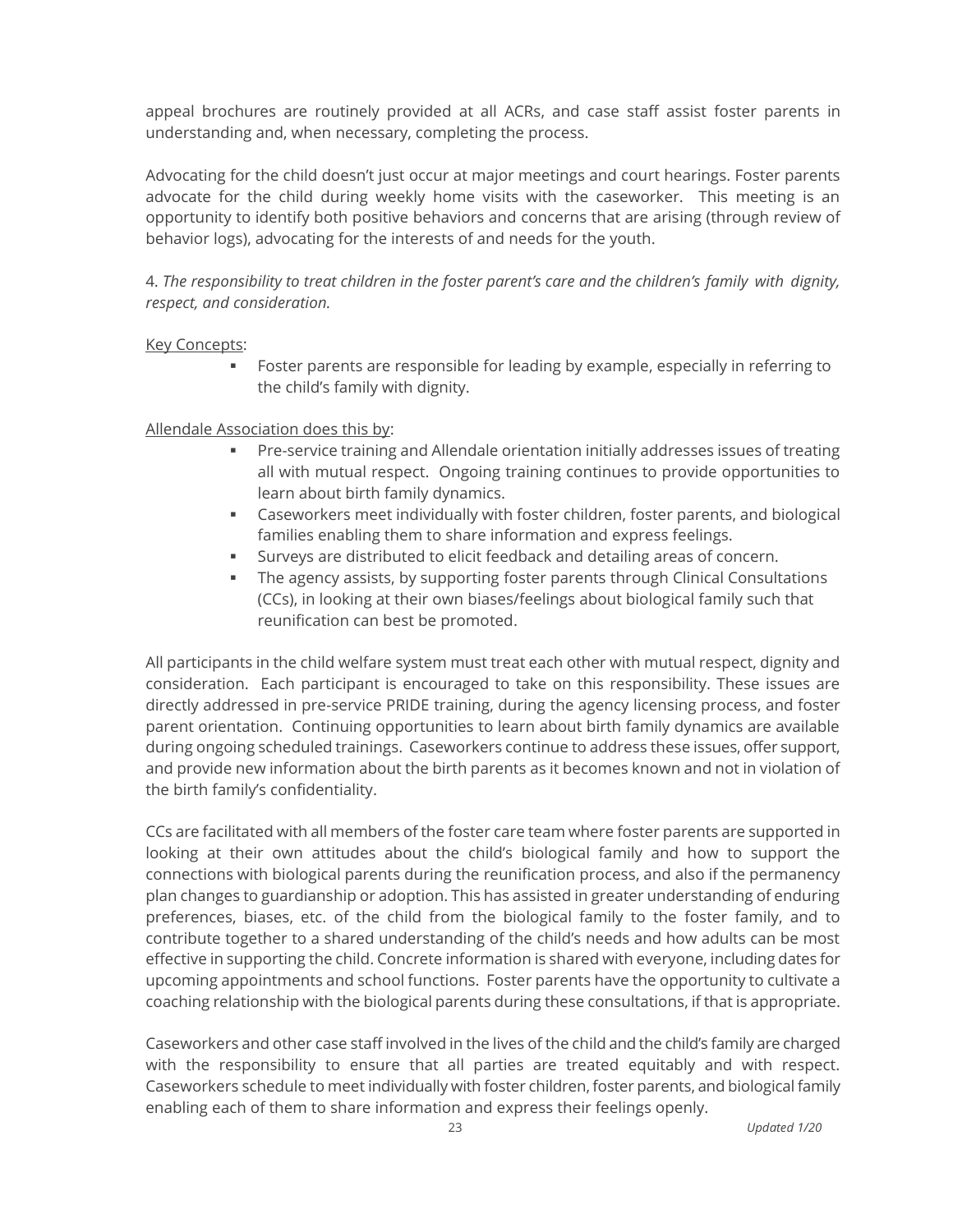appeal brochures are routinely provided at all ACRs, and case staff assist foster parents in understanding and, when necessary, completing the process.

Advocating for the child doesn't just occur at major meetings and court hearings. Foster parents advocate for the child during weekly home visits with the caseworker. This meeting is an opportunity to identify both positive behaviors and concerns that are arising (through review of behavior logs), advocating for the interests of and needs for the youth.

4. *The responsibility to treat children in the foster parent's care and the children's family with dignity, respect, and consideration.*

<u>Key Concepts</u>:

- Foster parents are responsible for leading by example, especially in referring to the child's family with dignity.

<u>Allendale Association does this by</u>:

- Pre-service training and Allendale orientation initially addresses issues of treating all with mutual respect. Ongoing training continues to provide opportunities to learn about birth family dynamics.
- Caseworkers meet individually with foster children, foster parents, and biological families enabling them to share information and express feelings.
- Surveys are distributed to elicit feedback and detailing areas of concern.
- The agency assists, by supporting foster parents through Clinical Consultations (CCs), in looking at their own biases/feelings about biological family such that reunification can best be promoted.

All participants in the child welfare system must treat each other with mutual respect, dignity and consideration. Each participant is encouraged to take on this responsibility. These issues are directly addressed in pre-service PRIDE training, during the agency licensing process, and foster parent orientation. Continuing opportunities to learn about birth family dynamics are available during ongoing scheduled trainings. Caseworkers continue to address these issues, offer support, and provide new information about the birth parents as it becomes known and not in violation of the birth family's confidentiality.

CCs are facilitated with all members of the foster care team where foster parents are supported in looking at their own attitudes about the child's biological family and how to support the connections with biological parents during the reunification process, and also if the permanency plan changes to guardianship or adoption. This has assisted in greater understanding of enduring preferences, biases, etc. of the child from the biological family to the foster family, and to contribute together to a shared understanding of the child's needs and how adults can be most effective in supporting the child. Concrete information is shared with everyone, including dates for upcoming appointments and school functions. Foster parents have the opportunity to cultivate a coaching relationship with the biological parents during these consultations, if that is appropriate.

Caseworkers and other case staff involved in the lives of the child and the child's family are charged with the responsibility to ensure that all parties are treated equitably and with respect. Caseworkers schedule to meet individually with foster children, foster parents, and biological family enabling each of them to share information and express their feelings openly.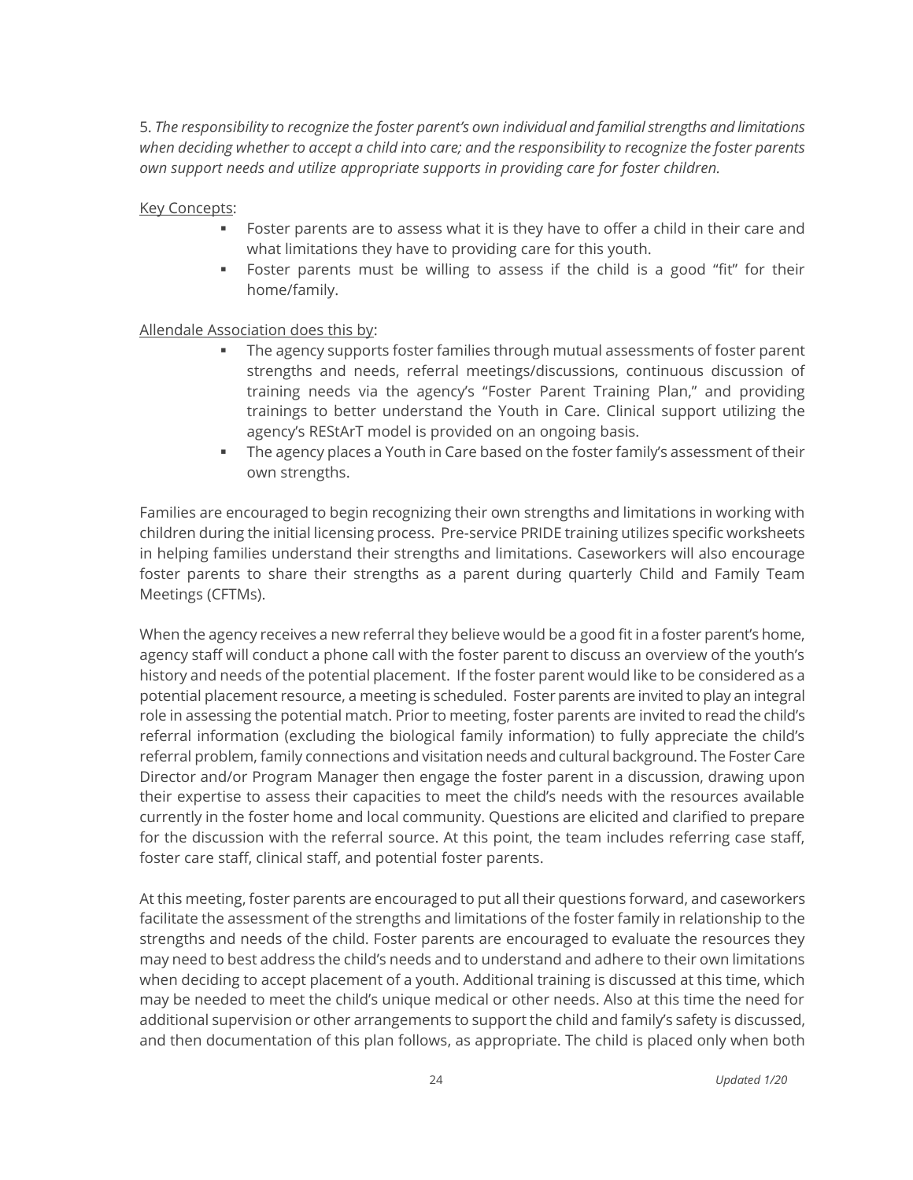5. *The responsibility to recognize the foster parent's own individual and familial strengths and limitations when deciding whether to accept a child into care; and the responsibility to recognize the foster parents own support needs and utilize appropriate supports in providing care for foster children.*

<u>Key Concepts</u>:

- Foster parents are to assess what it is they have to offer a child in their care and what limitations they have to providing care for this youth.
- Foster parents must be willing to assess if the child is a good "fit" for their home/family.

<u>Allendale Association does this by</u>:

- The agency supports foster families through mutual assessments of foster parent strengths and needs, referral meetings/discussions, continuous discussion of training needs via the agency's "Foster Parent Training Plan," and providing trainings to better understand the Youth in Care. Clinical support utilizing the agency's REStArT model is provided on an ongoing basis.
- The agency places a Youth in Care based on the foster family's assessment of their own strengths.

Families are encouraged to begin recognizing their own strengths and limitations in working with children during the initial licensing process. Pre-service PRIDE training utilizes specific worksheets in helping families understand their strengths and limitations. Caseworkers will also encourage foster parents to share their strengths as a parent during quarterly Child and Family Team Meetings (CFTMs).

When the agency receives a new referral they believe would be a good fit in a foster parent's home, agency staff will conduct a phone call with the foster parent to discuss an overview of the youth's history and needs of the potential placement. If the foster parent would like to be considered as a potential placement resource, a meeting is scheduled. Foster parents are invited to play an integral role in assessing the potential match. Prior to meeting, foster parents are invited to read the child's referral information (excluding the biological family information) to fully appreciate the child's referral problem, family connections and visitation needs and cultural background. The Foster Care Director and/or Program Manager then engage the foster parent in a discussion, drawing upon their expertise to assess their capacities to meet the child's needs with the resources available currently in the foster home and local community. Questions are elicited and clarified to prepare for the discussion with the referral source. At this point, the team includes referring case staff, foster care staff, clinical staff, and potential foster parents.

At this meeting, foster parents are encouraged to put all their questions forward, and caseworkers facilitate the assessment of the strengths and limitations of the foster family in relationship to the strengths and needs of the child. Foster parents are encouraged to evaluate the resources they may need to best address the child's needs and to understand and adhere to their own limitations when deciding to accept placement of a youth. Additional training is discussed at this time, which may be needed to meet the child's unique medical or other needs. Also at this time the need for additional supervision or other arrangements to support the child and family's safety is discussed, and then documentation of this plan follows, as appropriate. The child is placed only when both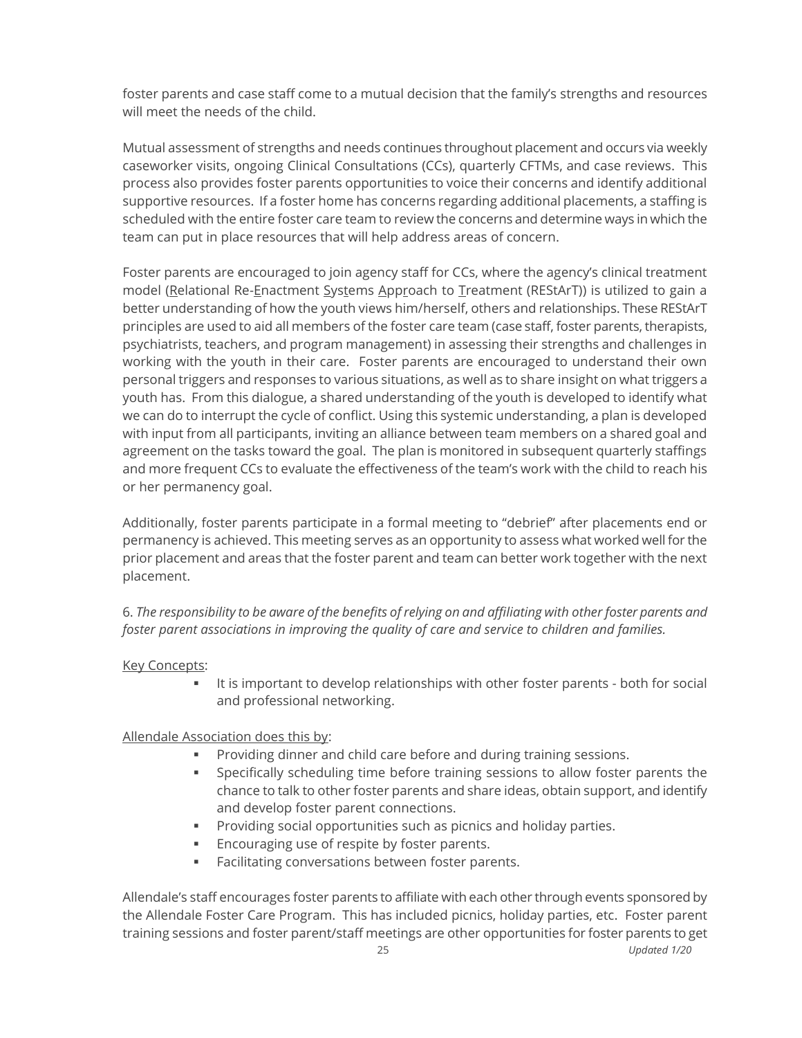foster parents and case staff come to a mutual decision that the family's strengths and resources will meet the needs of the child.

Mutual assessment of strengths and needs continues throughout placement and occurs via weekly caseworker visits, ongoing Clinical Consultations (CCs), quarterly CFTMs, and case reviews. This process also provides foster parents opportunities to voice their concerns and identify additional supportive resources. If a foster home has concerns regarding additional placements, a staffing is scheduled with the entire foster care team to review the concerns and determine ways in which the team can put in place resources that will help address areas of concern.

Foster parents are encouraged to join agency staff for CCs, where the agency's clinical treatment model (<u>R</u>elational Re-<u>E</u>nactment <u>S</u>ys<u>t</u>ems <u>A</u>pp<u>r</u>oach to <u>T</u>reatment (REStArT)) is utilized to gain a better understanding of how the youth views him/herself, others and relationships. These REStArT principles are used to aid all members of the foster care team (case staff, foster parents, therapists, psychiatrists, teachers, and program management) in assessing their strengths and challenges in working with the youth in their care. Foster parents are encouraged to understand their own personal triggers and responses to various situations, as well as to share insight on what triggers a youth has. From this dialogue, a shared understanding of the youth is developed to identify what we can do to interrupt the cycle of conflict. Using this systemic understanding, a plan is developed with input from all participants, inviting an alliance between team members on a shared goal and agreement on the tasks toward the goal. The plan is monitored in subsequent quarterly staffings and more frequent CCs to evaluate the effectiveness of the team's work with the child to reach his or her permanency goal.

Additionally, foster parents participate in a formal meeting to "debrief" after placements end or permanency is achieved. This meeting serves as an opportunity to assess what worked well for the prior placement and areas that the foster parent and team can better work together with the next placement.

6. *The responsibility to be aware of the benefits of relying on and affiliating with other foster parents and foster parent associations in improving the quality of care and service to children and families.*

<u>Key Concepts</u>:

- It is important to develop relationships with other foster parents - both for social and professional networking.

<u>Allendale Association does this by</u>:

- Providing dinner and child care before and during training sessions.
- Specifically scheduling time before training sessions to allow foster parents the chance to talk to other foster parents and share ideas, obtain support, and identify and develop foster parent connections.
- Providing social opportunities such as picnics and holiday parties.
- Encouraging use of respite by foster parents.
- Facilitating conversations between foster parents.

Allendale's staff encourages foster parents to affiliate with each other through events sponsored by the Allendale Foster Care Program. This has included picnics, holiday parties, etc. Foster parent training sessions and foster parent/staff meetings are other opportunities for foster parents to get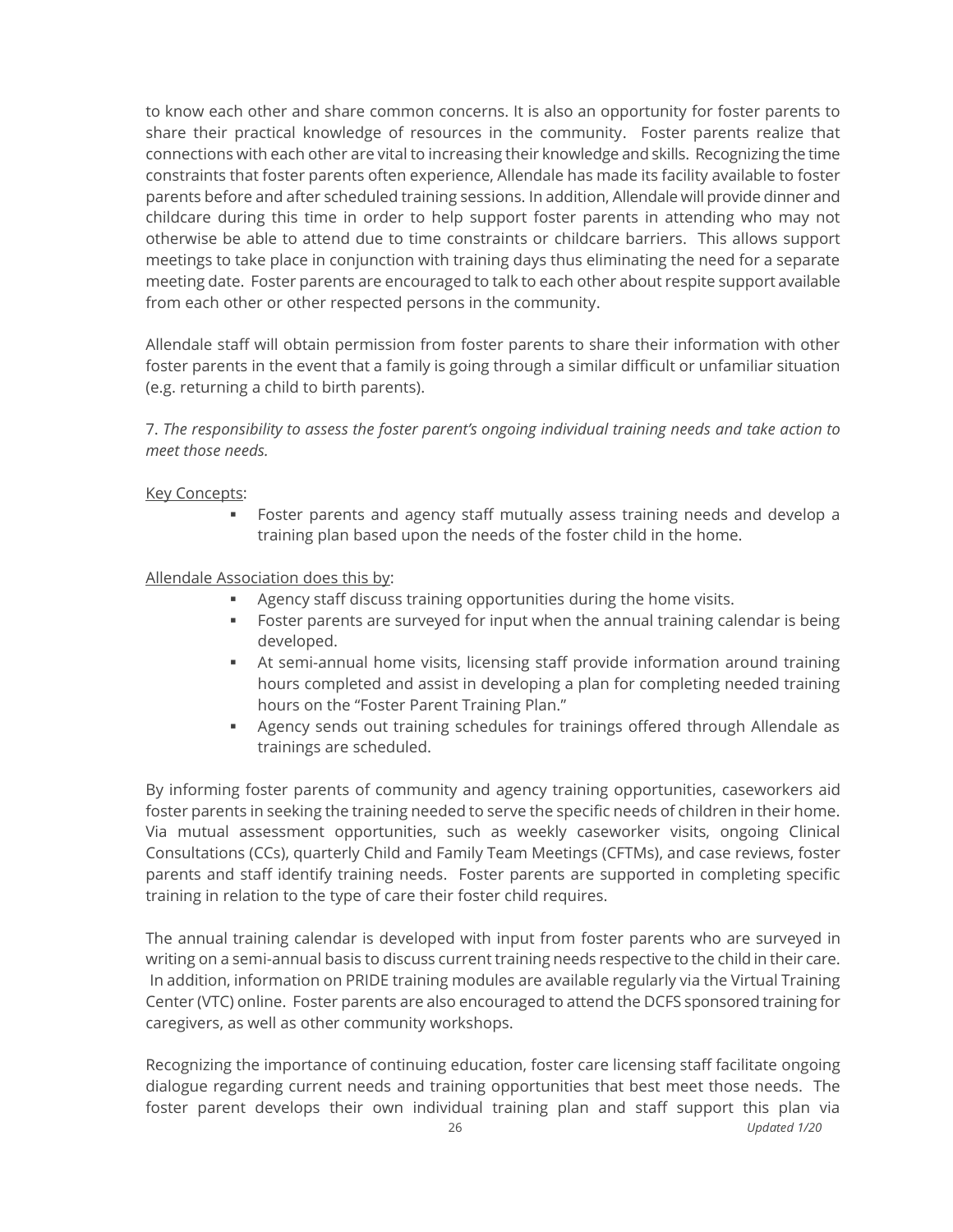to know each other and share common concerns. It is also an opportunity for foster parents to share their practical knowledge of resources in the community. Foster parents realize that connections with each other are vital to increasing their knowledge and skills. Recognizing the time constraints that foster parents often experience, Allendale has made its facility available to foster parents before and after scheduled training sessions. In addition, Allendale will provide dinner and childcare during this time in order to help support foster parents in attending who may not otherwise be able to attend due to time constraints or childcare barriers. This allows support meetings to take place in conjunction with training days thus eliminating the need for a separate meeting date. Foster parents are encouraged to talk to each other about respite support available from each other or other respected persons in the community.

Allendale staff will obtain permission from foster parents to share their information with other foster parents in the event that a family is going through a similar difficult or unfamiliar situation (e.g. returning a child to birth parents).

7. *The responsibility to assess the foster parent's ongoing individual training needs and take action to meet those needs.*

<u>Key Concepts</u>:

- Foster parents and agency staff mutually assess training needs and develop a training plan based upon the needs of the foster child in the home.

<u>Allendale Association does this by</u>:

- Agency staff discuss training opportunities during the home visits.
- Foster parents are surveyed for input when the annual training calendar is being developed.
- At semi-annual home visits, licensing staff provide information around training hours completed and assist in developing a plan for completing needed training hours on the "Foster Parent Training Plan."
- Agency sends out training schedules for trainings offered through Allendale as trainings are scheduled.

By informing foster parents of community and agency training opportunities, caseworkers aid foster parents in seeking the training needed to serve the specific needs of children in their home. Via mutual assessment opportunities, such as weekly caseworker visits, ongoing Clinical Consultations (CCs), quarterly Child and Family Team Meetings (CFTMs), and case reviews, foster parents and staff identify training needs. Foster parents are supported in completing specific training in relation to the type of care their foster child requires.

The annual training calendar is developed with input from foster parents who are surveyed in writing on a semi-annual basis to discuss current training needs respective to the child in their care. In addition, information on PRIDE training modules are available regularly via the Virtual Training Center (VTC) online. Foster parents are also encouraged to attend the DCFS sponsored training for caregivers, as well as other community workshops.

Recognizing the importance of continuing education, foster care licensing staff facilitate ongoing dialogue regarding current needs and training opportunities that best meet those needs. The foster parent develops their own individual training plan and staff support this plan via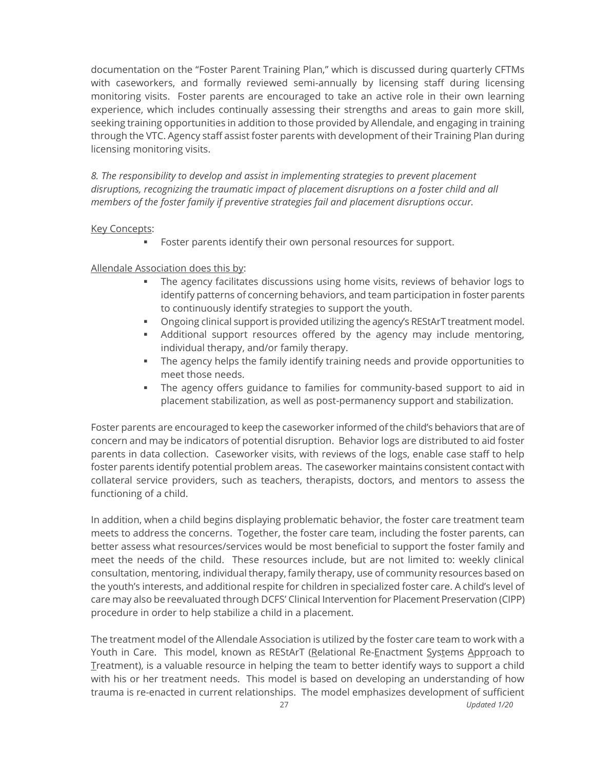documentation on the "Foster Parent Training Plan," which is discussed during quarterly CFTMs with caseworkers, and formally reviewed semi-annually by licensing staff during licensing monitoring visits. Foster parents are encouraged to take an active role in their own learning experience, which includes continually assessing their strengths and areas to gain more skill, seeking training opportunities in addition to those provided by Allendale, and engaging in training through the VTC. Agency staff assist foster parents with development of their Training Plan during licensing monitoring visits.

*8. The responsibility to develop and assist in implementing strategies to prevent placement disruptions, recognizing the traumatic impact of placement disruptions on a foster child and all members of the foster family if preventive strategies fail and placement disruptions occur.*

Key Concepts:

- Foster parents identify their own personal resources for support.

Allendale Association does this by:

- The agency facilitates discussions using home visits, reviews of behavior logs to identify patterns of concerning behaviors, and team participation in foster parents to continuously identify strategies to support the youth.
- Ongoing clinical support is provided utilizing the agency's REStArT treatment model.
- Additional support resources offered by the agency may include mentoring, individual therapy, and/or family therapy.
- The agency helps the family identify training needs and provide opportunities to meet those needs.
- The agency offers guidance to families for community-based support to aid in placement stabilization, as well as post-permanency support and stabilization.

Foster parents are encouraged to keep the caseworker informed of the child's behaviors that are of concern and may be indicators of potential disruption. Behavior logs are distributed to aid foster parents in data collection. Caseworker visits, with reviews of the logs, enable case staff to help foster parents identify potential problem areas. The caseworker maintains consistent contact with collateral service providers, such as teachers, therapists, doctors, and mentors to assess the functioning of a child.

In addition, when a child begins displaying problematic behavior, the foster care treatment team meets to address the concerns. Together, the foster care team, including the foster parents, can better assess what resources/services would be most beneficial to support the foster family and meet the needs of the child. These resources include, but are not limited to: weekly clinical consultation, mentoring, individual therapy, family therapy, use of community resources based on the youth's interests, and additional respite for children in specialized foster care. A child's level of care may also be reevaluated through DCFS' Clinical Intervention for Placement Preservation (CIPP) procedure in order to help stabilize a child in a placement.

The treatment model of the Allendale Association is utilized by the foster care team to work with a Youth in Care. This model, known as REStArT (Relational Re-Enactment Systems Approach to Treatment), is a valuable resource in helping the team to better identify ways to support a child with his or her treatment needs. This model is based on developing an understanding of how trauma is re-enacted in current relationships. The model emphasizes development of sufficient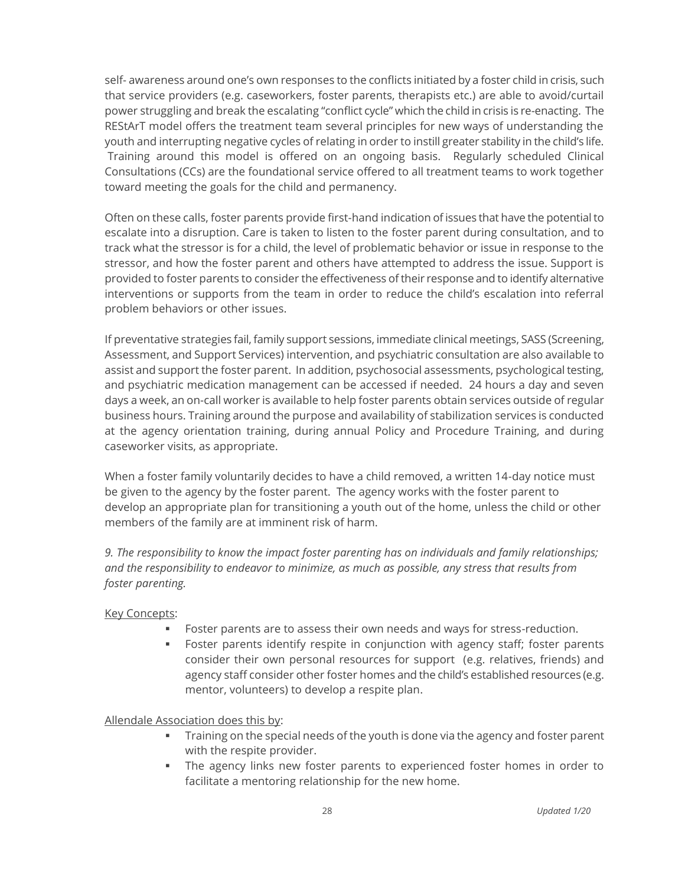self- awareness around one's own responses to the conflicts initiated by a foster child in crisis, such that service providers (e.g. caseworkers, foster parents, therapists etc.) are able to avoid/curtail power struggling and break the escalating "conflict cycle" which the child in crisis is re-enacting. The REStArT model offers the treatment team several principles for new ways of understanding the youth and interrupting negative cycles of relating in order to instill greater stability in the child's life. Training around this model is offered on an ongoing basis. Regularly scheduled Clinical Consultations (CCs) are the foundational service offered to all treatment teams to work together toward meeting the goals for the child and permanency.

Often on these calls, foster parents provide first-hand indication of issues that have the potential to escalate into a disruption. Care is taken to listen to the foster parent during consultation, and to track what the stressor is for a child, the level of problematic behavior or issue in response to the stressor, and how the foster parent and others have attempted to address the issue. Support is provided to foster parents to consider the effectiveness of their response and to identify alternative interventions or supports from the team in order to reduce the child's escalation into referral problem behaviors or other issues.

If preventative strategies fail, family support sessions, immediate clinical meetings, SASS (Screening, Assessment, and Support Services) intervention, and psychiatric consultation are also available to assist and support the foster parent. In addition, psychosocial assessments, psychological testing, and psychiatric medication management can be accessed if needed. 24 hours a day and seven days a week, an on-call worker is available to help foster parents obtain services outside of regular business hours. Training around the purpose and availability of stabilization services is conducted at the agency orientation training, during annual Policy and Procedure Training, and during caseworker visits, as appropriate.

When a foster family voluntarily decides to have a child removed, a written 14-day notice must be given to the agency by the foster parent. The agency works with the foster parent to develop an appropriate plan for transitioning a youth out of the home, unless the child or other members of the family are at imminent risk of harm.

*9. The responsibility to know the impact foster parenting has on individuals and family relationships; and the responsibility to endeavor to minimize, as much as possible, any stress that results from foster parenting.*

Key Concepts:

- Foster parents are to assess their own needs and ways for stress-reduction.
- Foster parents identify respite in conjunction with agency staff; foster parents consider their own personal resources for support (e.g. relatives, friends) and agency staff consider other foster homes and the child's established resources (e.g. mentor, volunteers) to develop a respite plan.

Allendale Association does this by:

- Training on the special needs of the youth is done via the agency and foster parent with the respite provider.
- The agency links new foster parents to experienced foster homes in order to facilitate a mentoring relationship for the new home.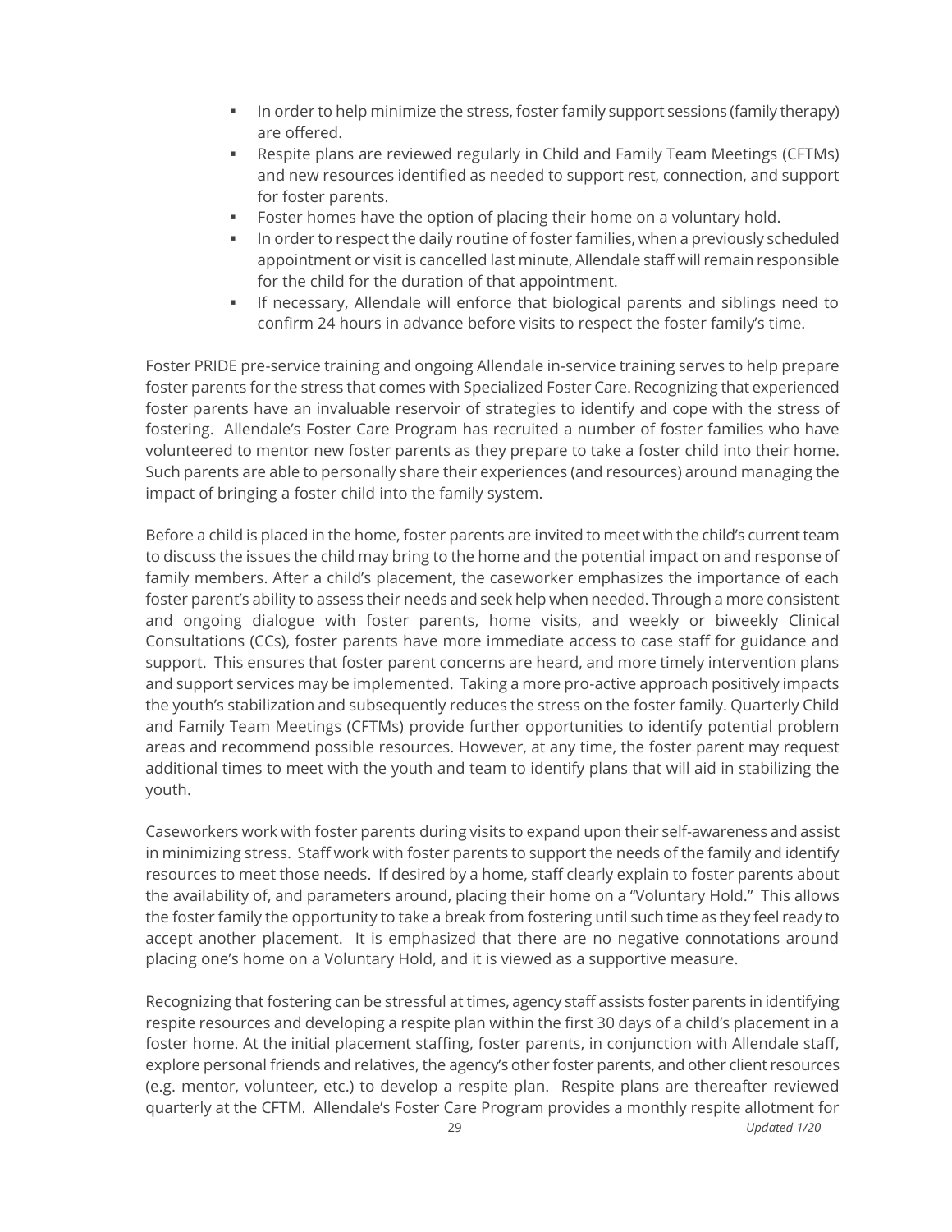- In order to help minimize the stress, foster family support sessions (family therapy) are offered.
- Respite plans are reviewed regularly in Child and Family Team Meetings (CFTMs) and new resources identified as needed to support rest, connection, and support for foster parents.
- Foster homes have the option of placing their home on a voluntary hold.
- In order to respect the daily routine of foster families, when a previously scheduled appointment or visit is cancelled last minute, Allendale staff will remain responsible for the child for the duration of that appointment.
- If necessary, Allendale will enforce that biological parents and siblings need to confirm 24 hours in advance before visits to respect the foster family's time.

Foster PRIDE pre-service training and ongoing Allendale in-service training serves to help prepare foster parents for the stress that comes with Specialized Foster Care. Recognizing that experienced foster parents have an invaluable reservoir of strategies to identify and cope with the stress of fostering. Allendale's Foster Care Program has recruited a number of foster families who have volunteered to mentor new foster parents as they prepare to take a foster child into their home. Such parents are able to personally share their experiences (and resources) around managing the impact of bringing a foster child into the family system.

Before a child is placed in the home, foster parents are invited to meet with the child's current team to discuss the issues the child may bring to the home and the potential impact on and response of family members. After a child's placement, the caseworker emphasizes the importance of each foster parent's ability to assess their needs and seek help when needed. Through a more consistent and ongoing dialogue with foster parents, home visits, and weekly or biweekly Clinical Consultations (CCs), foster parents have more immediate access to case staff for guidance and support. This ensures that foster parent concerns are heard, and more timely intervention plans and support services may be implemented. Taking a more pro-active approach positively impacts the youth's stabilization and subsequently reduces the stress on the foster family. Quarterly Child and Family Team Meetings (CFTMs) provide further opportunities to identify potential problem areas and recommend possible resources. However, at any time, the foster parent may request additional times to meet with the youth and team to identify plans that will aid in stabilizing the youth.

Caseworkers work with foster parents during visits to expand upon their self-awareness and assist in minimizing stress. Staff work with foster parents to support the needs of the family and identify resources to meet those needs. If desired by a home, staff clearly explain to foster parents about the availability of, and parameters around, placing their home on a "Voluntary Hold." This allows the foster family the opportunity to take a break from fostering until such time as they feel ready to accept another placement. It is emphasized that there are no negative connotations around placing one's home on a Voluntary Hold, and it is viewed as a supportive measure.

Recognizing that fostering can be stressful at times, agency staff assists foster parents in identifying respite resources and developing a respite plan within the first 30 days of a child's placement in a foster home. At the initial placement staffing, foster parents, in conjunction with Allendale staff, explore personal friends and relatives, the agency's other foster parents, and other client resources (e.g. mentor, volunteer, etc.) to develop a respite plan. Respite plans are thereafter reviewed quarterly at the CFTM. Allendale's Foster Care Program provides a monthly respite allotment for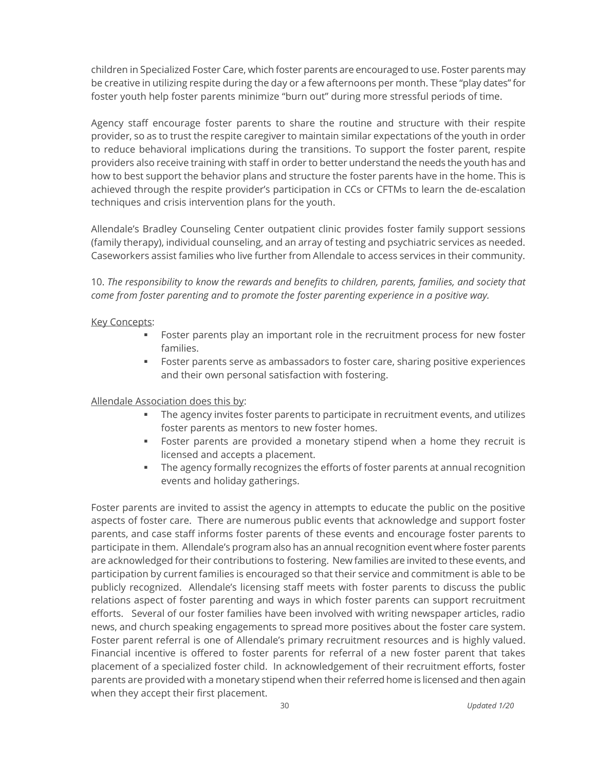children in Specialized Foster Care, which foster parents are encouraged to use. Foster parents may be creative in utilizing respite during the day or a few afternoons per month. These "play dates" for foster youth help foster parents minimize "burn out" during more stressful periods of time.

Agency staff encourage foster parents to share the routine and structure with their respite provider, so as to trust the respite caregiver to maintain similar expectations of the youth in order to reduce behavioral implications during the transitions. To support the foster parent, respite providers also receive training with staff in order to better understand the needs the youth has and how to best support the behavior plans and structure the foster parents have in the home. This is achieved through the respite provider's participation in CCs or CFTMs to learn the de-escalation techniques and crisis intervention plans for the youth.

Allendale's Bradley Counseling Center outpatient clinic provides foster family support sessions (family therapy), individual counseling, and an array of testing and psychiatric services as needed. Caseworkers assist families who live further from Allendale to access services in their community.

10. *The responsibility to know the rewards and benefits to children, parents, families, and society that come from foster parenting and to promote the foster parenting experience in a positive way.*

Key Concepts:

- Foster parents play an important role in the recruitment process for new foster families.
- Foster parents serve as ambassadors to foster care, sharing positive experiences and their own personal satisfaction with fostering.

Allendale Association does this by:

- The agency invites foster parents to participate in recruitment events, and utilizes foster parents as mentors to new foster homes.
- Foster parents are provided a monetary stipend when a home they recruit is licensed and accepts a placement.
- The agency formally recognizes the efforts of foster parents at annual recognition events and holiday gatherings.

Foster parents are invited to assist the agency in attempts to educate the public on the positive aspects of foster care. There are numerous public events that acknowledge and support foster parents, and case staff informs foster parents of these events and encourage foster parents to participate in them. Allendale's program also has an annual recognition event where foster parents are acknowledged for their contributions to fostering. New families are invited to these events, and participation by current families is encouraged so that their service and commitment is able to be publicly recognized. Allendale's licensing staff meets with foster parents to discuss the public relations aspect of foster parenting and ways in which foster parents can support recruitment efforts. Several of our foster families have been involved with writing newspaper articles, radio news, and church speaking engagements to spread more positives about the foster care system. Foster parent referral is one of Allendale's primary recruitment resources and is highly valued. Financial incentive is offered to foster parents for referral of a new foster parent that takes placement of a specialized foster child. In acknowledgement of their recruitment efforts, foster parents are provided with a monetary stipend when their referred home is licensed and then again when they accept their first placement.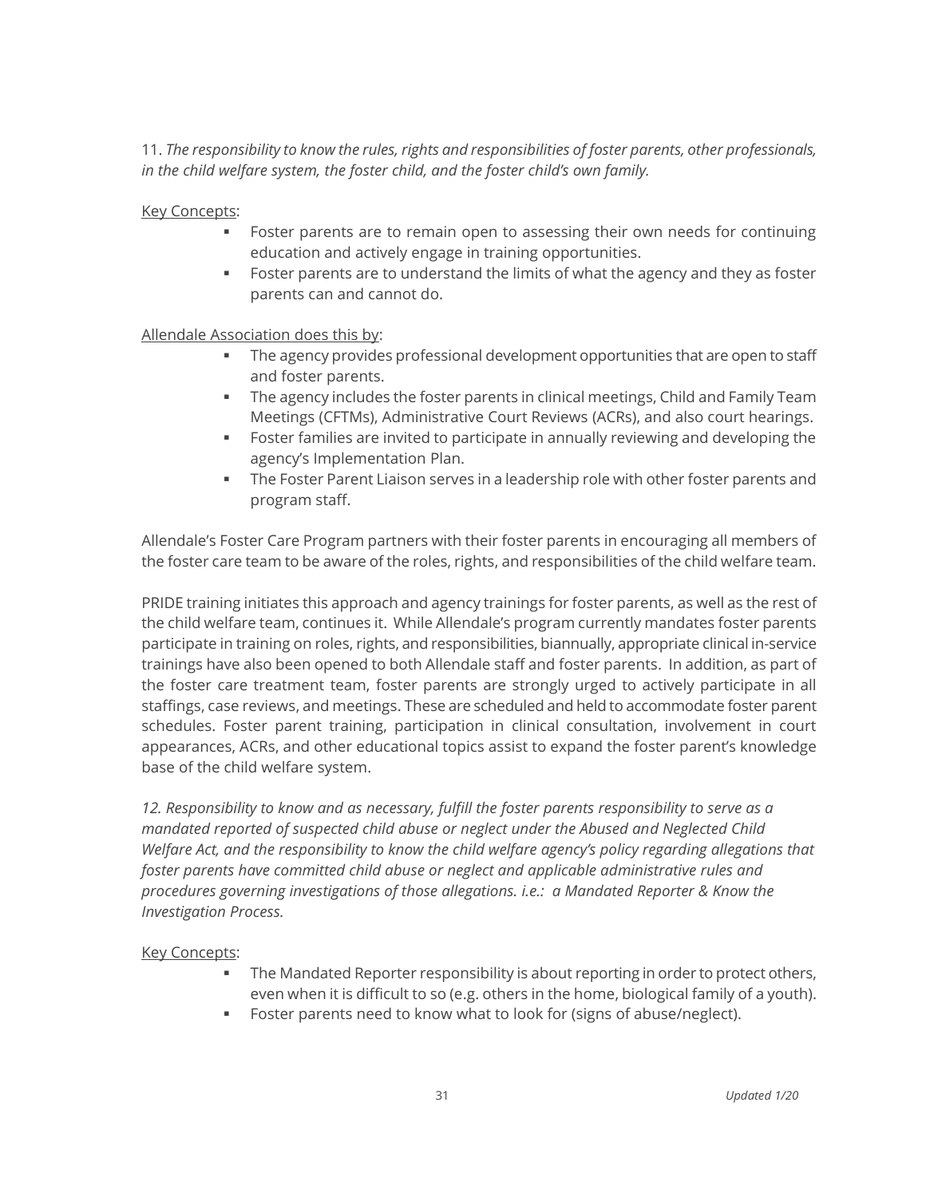11. *The responsibility to know the rules, rights and responsibilities of foster parents, other professionals, in the child welfare system, the foster child, and the foster child's own family.*

Key Concepts:

- Foster parents are to remain open to assessing their own needs for continuing education and actively engage in training opportunities.
- Foster parents are to understand the limits of what the agency and they as foster parents can and cannot do.

Allendale Association does this by:

- The agency provides professional development opportunities that are open to staff and foster parents.
- The agency includes the foster parents in clinical meetings, Child and Family Team Meetings (CFTMs), Administrative Court Reviews (ACRs), and also court hearings.
- Foster families are invited to participate in annually reviewing and developing the agency's Implementation Plan.
- The Foster Parent Liaison serves in a leadership role with other foster parents and program staff.

Allendale's Foster Care Program partners with their foster parents in encouraging all members of the foster care team to be aware of the roles, rights, and responsibilities of the child welfare team.

PRIDE training initiates this approach and agency trainings for foster parents, as well as the rest of the child welfare team, continues it. While Allendale's program currently mandates foster parents participate in training on roles, rights, and responsibilities, biannually, appropriate clinical in-service trainings have also been opened to both Allendale staff and foster parents. In addition, as part of the foster care treatment team, foster parents are strongly urged to actively participate in all staffings, case reviews, and meetings. These are scheduled and held to accommodate foster parent schedules. Foster parent training, participation in clinical consultation, involvement in court appearances, ACRs, and other educational topics assist to expand the foster parent's knowledge base of the child welfare system.

*12. Responsibility to know and as necessary, fulfill the foster parents responsibility to serve as a mandated reported of suspected child abuse or neglect under the Abused and Neglected Child Welfare Act, and the responsibility to know the child welfare agency's policy regarding allegations that foster parents have committed child abuse or neglect and applicable administrative rules and procedures governing investigations of those allegations. i.e.: a Mandated Reporter & Know the Investigation Process.*

Key Concepts:

- The Mandated Reporter responsibility is about reporting in order to protect others, even when it is difficult to so (e.g. others in the home, biological family of a youth).
- Foster parents need to know what to look for (signs of abuse/neglect).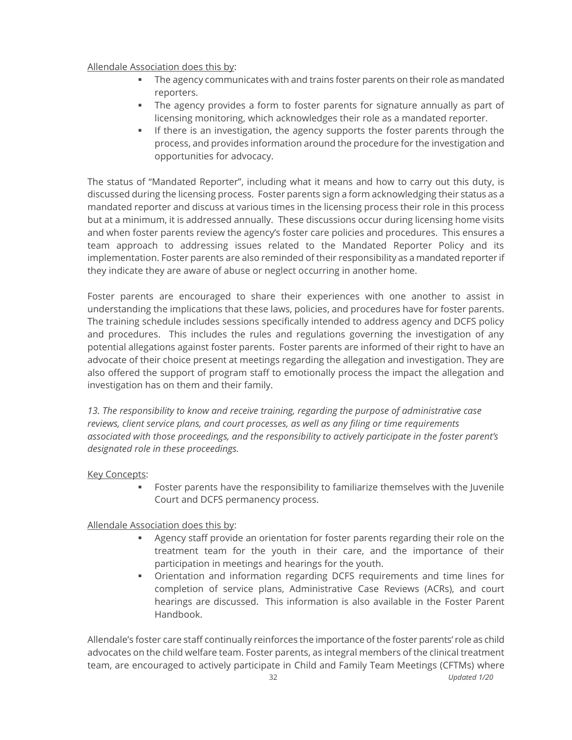Allendale Association does this by:

- The agency communicates with and trains foster parents on their role as mandated reporters.
- The agency provides a form to foster parents for signature annually as part of licensing monitoring, which acknowledges their role as a mandated reporter.
- If there is an investigation, the agency supports the foster parents through the process, and provides information around the procedure for the investigation and opportunities for advocacy.

The status of "Mandated Reporter", including what it means and how to carry out this duty, is discussed during the licensing process. Foster parents sign a form acknowledging their status as a mandated reporter and discuss at various times in the licensing process their role in this process but at a minimum, it is addressed annually. These discussions occur during licensing home visits and when foster parents review the agency's foster care policies and procedures. This ensures a team approach to addressing issues related to the Mandated Reporter Policy and its implementation. Foster parents are also reminded of their responsibility as a mandated reporter if they indicate they are aware of abuse or neglect occurring in another home.

Foster parents are encouraged to share their experiences with one another to assist in understanding the implications that these laws, policies, and procedures have for foster parents. The training schedule includes sessions specifically intended to address agency and DCFS policy and procedures. This includes the rules and regulations governing the investigation of any potential allegations against foster parents. Foster parents are informed of their right to have an advocate of their choice present at meetings regarding the allegation and investigation. They are also offered the support of program staff to emotionally process the impact the allegation and investigation has on them and their family.

*13. The responsibility to know and receive training, regarding the purpose of administrative case reviews, client service plans, and court processes, as well as any filing or time requirements associated with those proceedings, and the responsibility to actively participate in the foster parent's designated role in these proceedings.*

Key Concepts:

- Foster parents have the responsibility to familiarize themselves with the Juvenile Court and DCFS permanency process.

Allendale Association does this by:

- Agency staff provide an orientation for foster parents regarding their role on the treatment team for the youth in their care, and the importance of their participation in meetings and hearings for the youth.
- Orientation and information regarding DCFS requirements and time lines for completion of service plans, Administrative Case Reviews (ACRs), and court hearings are discussed. This information is also available in the Foster Parent Handbook.

Allendale's foster care staff continually reinforces the importance of the foster parents' role as child advocates on the child welfare team. Foster parents, as integral members of the clinical treatment team, are encouraged to actively participate in Child and Family Team Meetings (CFTMs) where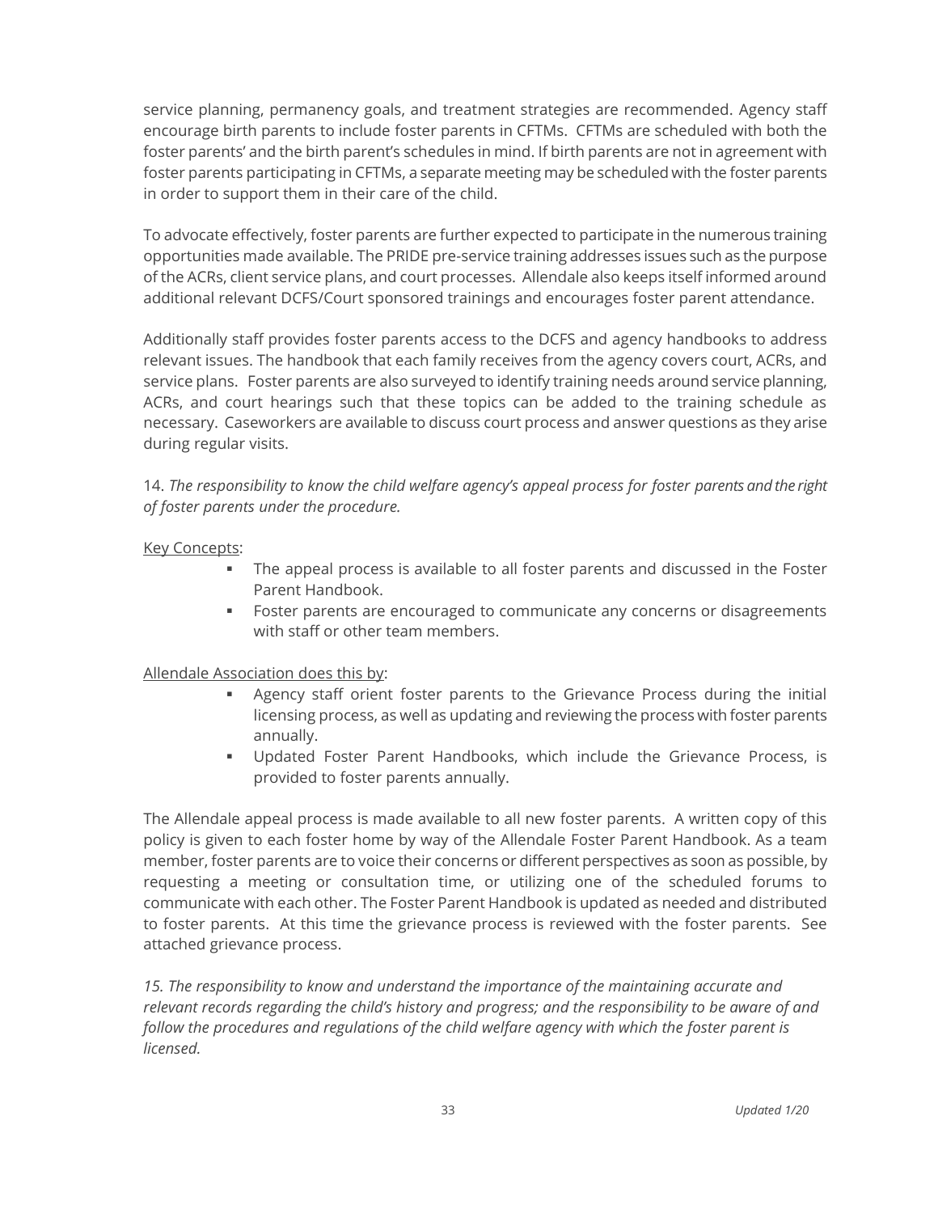service planning, permanency goals, and treatment strategies are recommended. Agency staff encourage birth parents to include foster parents in CFTMs. CFTMs are scheduled with both the foster parents' and the birth parent's schedules in mind. If birth parents are not in agreement with foster parents participating in CFTMs, a separate meeting may be scheduled with the foster parents in order to support them in their care of the child.

To advocate effectively, foster parents are further expected to participate in the numerous training opportunities made available. The PRIDE pre-service training addresses issues such as the purpose of the ACRs, client service plans, and court processes. Allendale also keeps itself informed around additional relevant DCFS/Court sponsored trainings and encourages foster parent attendance.

Additionally staff provides foster parents access to the DCFS and agency handbooks to address relevant issues. The handbook that each family receives from the agency covers court, ACRs, and service plans. Foster parents are also surveyed to identify training needs around service planning, ACRs, and court hearings such that these topics can be added to the training schedule as necessary. Caseworkers are available to discuss court process and answer questions as they arise during regular visits.

14. *The responsibility to know the child welfare agency's appeal process for foster parents and the right of foster parents under the procedure.*

<u>Key Concepts</u>:

- The appeal process is available to all foster parents and discussed in the Foster Parent Handbook.
- Foster parents are encouraged to communicate any concerns or disagreements with staff or other team members.

<u>Allendale Association does this by</u>:

- Agency staff orient foster parents to the Grievance Process during the initial licensing process, as well as updating and reviewing the process with foster parents annually.
- Updated Foster Parent Handbooks, which include the Grievance Process, is provided to foster parents annually.

The Allendale appeal process is made available to all new foster parents. A written copy of this policy is given to each foster home by way of the Allendale Foster Parent Handbook. As a team member, foster parents are to voice their concerns or different perspectives as soon as possible, by requesting a meeting or consultation time, or utilizing one of the scheduled forums to communicate with each other. The Foster Parent Handbook is updated as needed and distributed to foster parents. At this time the grievance process is reviewed with the foster parents. See attached grievance process.

*15. The responsibility to know and understand the importance of the maintaining accurate and relevant records regarding the child's history and progress; and the responsibility to be aware of and follow the procedures and regulations of the child welfare agency with which the foster parent is licensed.*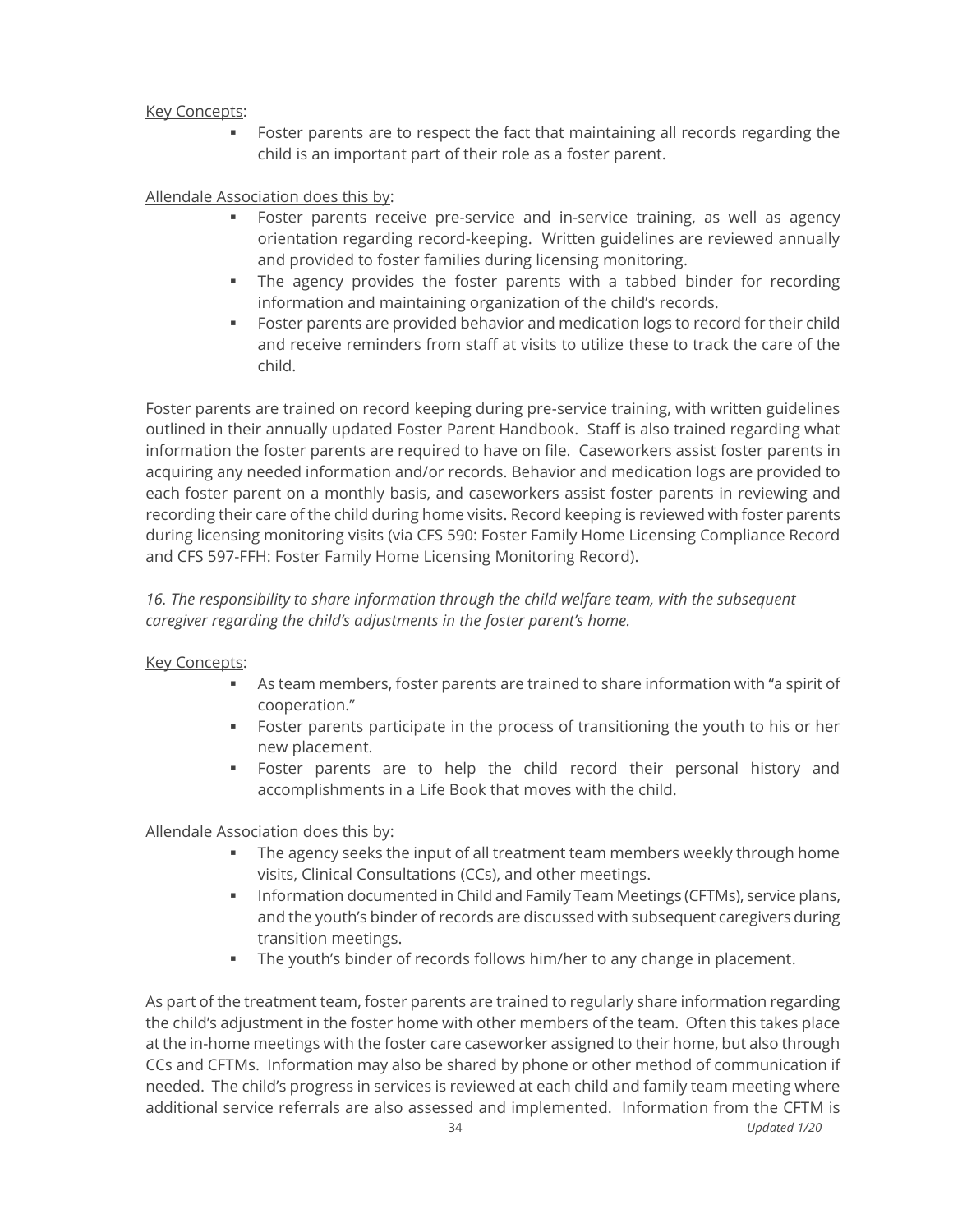Key Concepts:

- Foster parents are to respect the fact that maintaining all records regarding the child is an important part of their role as a foster parent.

Allendale Association does this by:

- Foster parents receive pre-service and in-service training, as well as agency orientation regarding record-keeping. Written guidelines are reviewed annually and provided to foster families during licensing monitoring.
- The agency provides the foster parents with a tabbed binder for recording information and maintaining organization of the child's records.
- Foster parents are provided behavior and medication logs to record for their child and receive reminders from staff at visits to utilize these to track the care of the child.

Foster parents are trained on record keeping during pre-service training, with written guidelines outlined in their annually updated Foster Parent Handbook. Staff is also trained regarding what information the foster parents are required to have on file. Caseworkers assist foster parents in acquiring any needed information and/or records. Behavior and medication logs are provided to each foster parent on a monthly basis, and caseworkers assist foster parents in reviewing and recording their care of the child during home visits. Record keeping is reviewed with foster parents during licensing monitoring visits (via CFS 590: Foster Family Home Licensing Compliance Record and CFS 597-FFH: Foster Family Home Licensing Monitoring Record).

*16. The responsibility to share information through the child welfare team, with the subsequent caregiver regarding the child's adjustments in the foster parent's home.*

Key Concepts:

- As team members, foster parents are trained to share information with "a spirit of cooperation."
- Foster parents participate in the process of transitioning the youth to his or her new placement.
- Foster parents are to help the child record their personal history and accomplishments in a Life Book that moves with the child.

Allendale Association does this by:

- The agency seeks the input of all treatment team members weekly through home visits, Clinical Consultations (CCs), and other meetings.
- Information documented in Child and Family Team Meetings (CFTMs), service plans, and the youth's binder of records are discussed with subsequent caregivers during transition meetings.
- The youth's binder of records follows him/her to any change in placement.

As part of the treatment team, foster parents are trained to regularly share information regarding the child's adjustment in the foster home with other members of the team. Often this takes place at the in-home meetings with the foster care caseworker assigned to their home, but also through CCs and CFTMs. Information may also be shared by phone or other method of communication if needed. The child's progress in services is reviewed at each child and family team meeting where additional service referrals are also assessed and implemented. Information from the CFTM is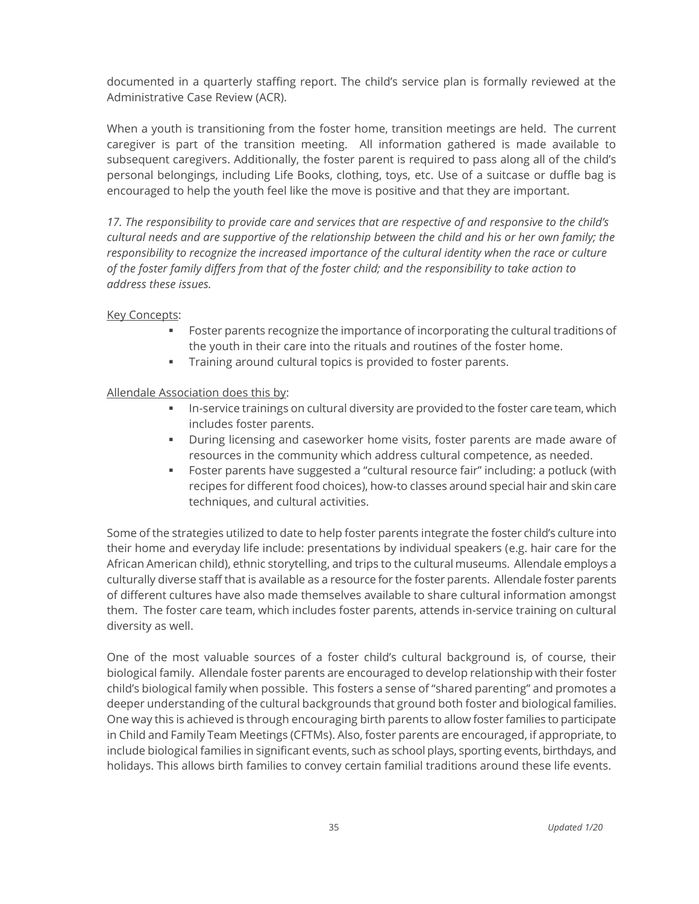documented in a quarterly staffing report. The child's service plan is formally reviewed at the Administrative Case Review (ACR).

When a youth is transitioning from the foster home, transition meetings are held. The current caregiver is part of the transition meeting. All information gathered is made available to subsequent caregivers. Additionally, the foster parent is required to pass along all of the child's personal belongings, including Life Books, clothing, toys, etc. Use of a suitcase or duffle bag is encouraged to help the youth feel like the move is positive and that they are important.

*17. The responsibility to provide care and services that are respective of and responsive to the child's cultural needs and are supportive of the relationship between the child and his or her own family; the responsibility to recognize the increased importance of the cultural identity when the race or culture of the foster family differs from that of the foster child; and the responsibility to take action to address these issues.*

Key Concepts:

- Foster parents recognize the importance of incorporating the cultural traditions of the youth in their care into the rituals and routines of the foster home.
- Training around cultural topics is provided to foster parents.

Allendale Association does this by:

- In-service trainings on cultural diversity are provided to the foster care team, which includes foster parents.
- During licensing and caseworker home visits, foster parents are made aware of resources in the community which address cultural competence, as needed.
- Foster parents have suggested a "cultural resource fair" including: a potluck (with recipes for different food choices), how-to classes around special hair and skin care techniques, and cultural activities.

Some of the strategies utilized to date to help foster parents integrate the foster child's culture into their home and everyday life include: presentations by individual speakers (e.g. hair care for the African American child), ethnic storytelling, and trips to the cultural museums. Allendale employs a culturally diverse staff that is available as a resource for the foster parents. Allendale foster parents of different cultures have also made themselves available to share cultural information amongst them. The foster care team, which includes foster parents, attends in-service training on cultural diversity as well.

One of the most valuable sources of a foster child's cultural background is, of course, their biological family. Allendale foster parents are encouraged to develop relationship with their foster child's biological family when possible. This fosters a sense of "shared parenting" and promotes a deeper understanding of the cultural backgrounds that ground both foster and biological families. One way this is achieved is through encouraging birth parents to allow foster families to participate in Child and Family Team Meetings (CFTMs). Also, foster parents are encouraged, if appropriate, to include biological families in significant events, such as school plays, sporting events, birthdays, and holidays. This allows birth families to convey certain familial traditions around these life events.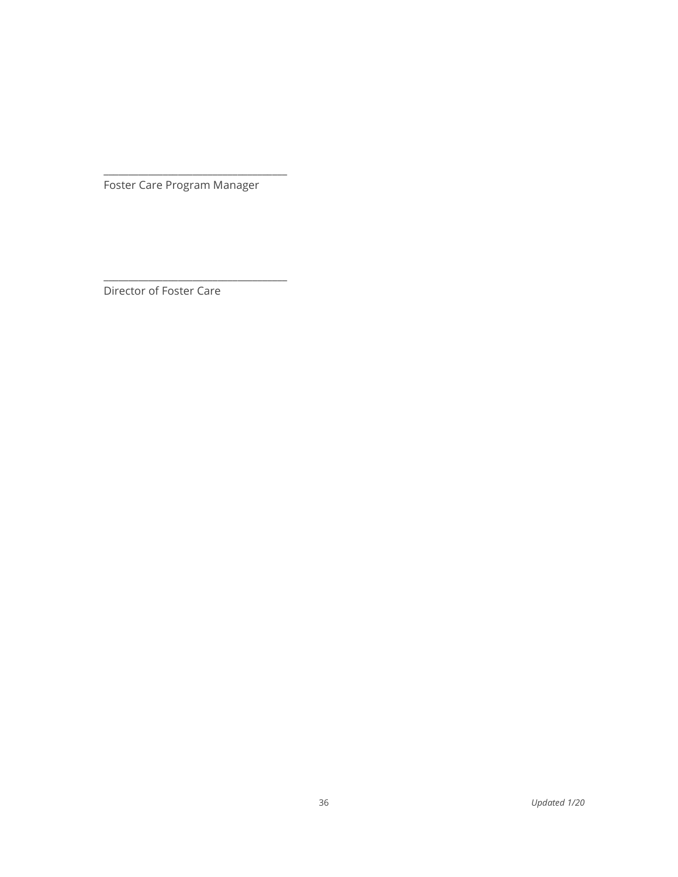___________________________________
Foster Care Program Manager

___________________________________
Director of Foster Care